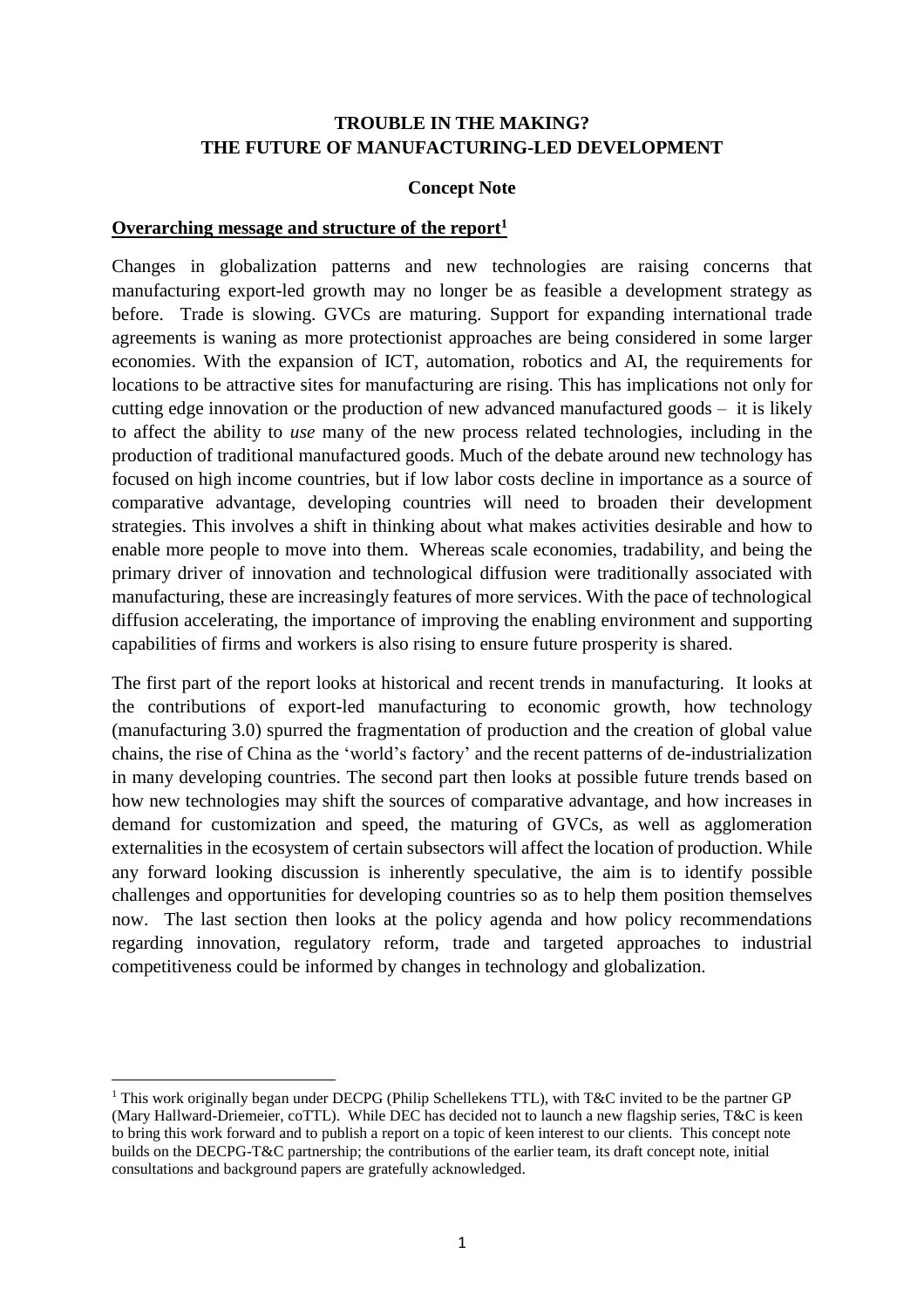# TROUBLE IN THE MAKING?
# THE FUTURE OF MANUFACTURING-LED DEVELOPMENT

**Concept Note**

## Overarching message and structure of the report[1]

Changes in globalization patterns and new technologies are raising concerns that manufacturing export-led growth may no longer be as feasible a development strategy as before. Trade is slowing. GVCs are maturing. Support for expanding international trade agreements is waning as more protectionist approaches are being considered in some larger economies. With the expansion of ICT, automation, robotics and AI, the requirements for locations to be attractive sites for manufacturing are rising. This has implications not only for cutting edge innovation or the production of new advanced manufactured goods – it is likely to affect the ability to *use* many of the new process related technologies, including in the production of traditional manufactured goods. Much of the debate around new technology has focused on high income countries, but if low labor costs decline in importance as a source of comparative advantage, developing countries will need to broaden their development strategies. This involves a shift in thinking about what makes activities desirable and how to enable more people to move into them. Whereas scale economies, tradability, and being the primary driver of innovation and technological diffusion were traditionally associated with manufacturing, these are increasingly features of more services. With the pace of technological diffusion accelerating, the importance of improving the enabling environment and supporting capabilities of firms and workers is also rising to ensure future prosperity is shared.

The first part of the report looks at historical and recent trends in manufacturing. It looks at the contributions of export-led manufacturing to economic growth, how technology (manufacturing 3.0) spurred the fragmentation of production and the creation of global value chains, the rise of China as the 'world's factory' and the recent patterns of de-industrialization in many developing countries. The second part then looks at possible future trends based on how new technologies may shift the sources of comparative advantage, and how increases in demand for customization and speed, the maturing of GVCs, as well as agglomeration externalities in the ecosystem of certain subsectors will affect the location of production. While any forward looking discussion is inherently speculative, the aim is to identify possible challenges and opportunities for developing countries so as to help them position themselves now. The last section then looks at the policy agenda and how policy recommendations regarding innovation, regulatory reform, trade and targeted approaches to industrial competitiveness could be informed by changes in technology and globalization.

---

[1] This work originally began under DECPG (Philip Schellekens TTL), with T&C invited to be the partner GP (Mary Hallward-Driemeier, coTTL). While DEC has decided not to launch a new flagship series, T&C is keen to bring this work forward and to publish a report on a topic of keen interest to our clients. This concept note builds on the DECPG-T&C partnership; the contributions of the earlier team, its draft concept note, initial consultations and background papers are gratefully acknowledged.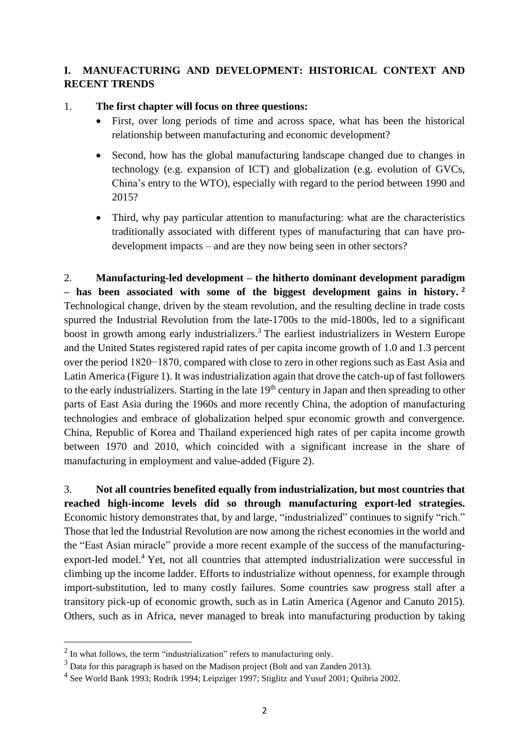## I. MANUFACTURING AND DEVELOPMENT: HISTORICAL CONTEXT AND RECENT TRENDS

1. **The first chapter will focus on three questions:**
   - First, over long periods of time and across space, what has been the historical relationship between manufacturing and economic development?
   - Second, how has the global manufacturing landscape changed due to changes in technology (e.g. expansion of ICT) and globalization (e.g. evolution of GVCs, China's entry to the WTO), especially with regard to the period between 1990 and 2015?
   - Third, why pay particular attention to manufacturing: what are the characteristics traditionally associated with different types of manufacturing that can have pro-development impacts – and are they now being seen in other sectors?

2. **Manufacturing-led development – the hitherto dominant development paradigm – has been associated with some of the biggest development gains in history.** [2] Technological change, driven by the steam revolution, and the resulting decline in trade costs spurred the Industrial Revolution from the late-1700s to the mid-1800s, led to a significant boost in growth among early industrializers.[3] The earliest industrializers in Western Europe and the United States registered rapid rates of per capita income growth of 1.0 and 1.3 percent over the period 1820−1870, compared with close to zero in other regions such as East Asia and Latin America (Figure 1). It was industrialization again that drove the catch-up of fast followers to the early industrializers. Starting in the late 19th century in Japan and then spreading to other parts of East Asia during the 1960s and more recently China, the adoption of manufacturing technologies and embrace of globalization helped spur economic growth and convergence. China, Republic of Korea and Thailand experienced high rates of per capita income growth between 1970 and 2010, which coincided with a significant increase in the share of manufacturing in employment and value-added (Figure 2).

3. **Not all countries benefited equally from industrialization, but most countries that reached high-income levels did so through manufacturing export-led strategies.** Economic history demonstrates that, by and large, "industrialized" continues to signify "rich." Those that led the Industrial Revolution are now among the richest economies in the world and the "East Asian miracle" provide a more recent example of the success of the manufacturing-export-led model.[4] Yet, not all countries that attempted industrialization were successful in climbing up the income ladder. Efforts to industrialize without openness, for example through import-substitution, led to many costly failures. Some countries saw progress stall after a transitory pick-up of economic growth, such as in Latin America (Agenor and Canuto 2015). Others, such as in Africa, never managed to break into manufacturing production by taking

---

[2] In what follows, the term "industrialization" refers to manufacturing only.

[3] Data for this paragraph is based on the Madison project (Bolt and van Zanden 2013).

[4] See World Bank 1993; Rodrik 1994; Leipziger 1997; Stiglitz and Yusuf 2001; Quibria 2002.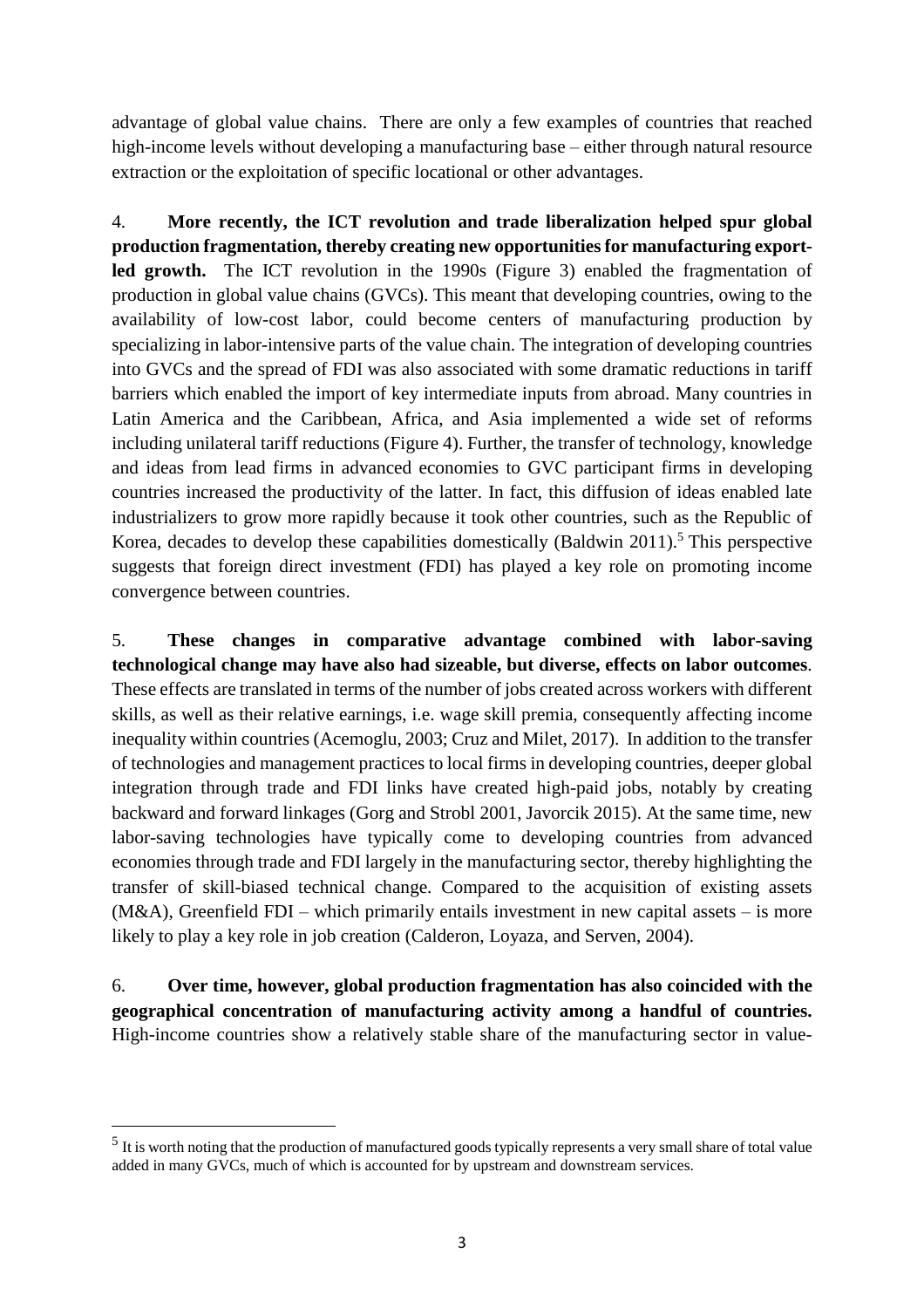advantage of global value chains. There are only a few examples of countries that reached high-income levels without developing a manufacturing base – either through natural resource extraction or the exploitation of specific locational or other advantages.

4. **More recently, the ICT revolution and trade liberalization helped spur global production fragmentation, thereby creating new opportunities for manufacturing export-led growth.** The ICT revolution in the 1990s (Figure 3) enabled the fragmentation of production in global value chains (GVCs). This meant that developing countries, owing to the availability of low-cost labor, could become centers of manufacturing production by specializing in labor-intensive parts of the value chain. The integration of developing countries into GVCs and the spread of FDI was also associated with some dramatic reductions in tariff barriers which enabled the import of key intermediate inputs from abroad. Many countries in Latin America and the Caribbean, Africa, and Asia implemented a wide set of reforms including unilateral tariff reductions (Figure 4). Further, the transfer of technology, knowledge and ideas from lead firms in advanced economies to GVC participant firms in developing countries increased the productivity of the latter. In fact, this diffusion of ideas enabled late industrializers to grow more rapidly because it took other countries, such as the Republic of Korea, decades to develop these capabilities domestically (Baldwin 2011).[5] This perspective suggests that foreign direct investment (FDI) has played a key role on promoting income convergence between countries.

5. **These changes in comparative advantage combined with labor-saving technological change may have also had sizeable, but diverse, effects on labor outcomes**. These effects are translated in terms of the number of jobs created across workers with different skills, as well as their relative earnings, i.e. wage skill premia, consequently affecting income inequality within countries (Acemoglu, 2003; Cruz and Milet, 2017). In addition to the transfer of technologies and management practices to local firms in developing countries, deeper global integration through trade and FDI links have created high-paid jobs, notably by creating backward and forward linkages (Gorg and Strobl 2001, Javorcik 2015). At the same time, new labor-saving technologies have typically come to developing countries from advanced economies through trade and FDI largely in the manufacturing sector, thereby highlighting the transfer of skill-biased technical change. Compared to the acquisition of existing assets (M&A), Greenfield FDI – which primarily entails investment in new capital assets – is more likely to play a key role in job creation (Calderon, Loyaza, and Serven, 2004).

6. **Over time, however, global production fragmentation has also coincided with the geographical concentration of manufacturing activity among a handful of countries.** High-income countries show a relatively stable share of the manufacturing sector in value-

---

[5] It is worth noting that the production of manufactured goods typically represents a very small share of total value added in many GVCs, much of which is accounted for by upstream and downstream services.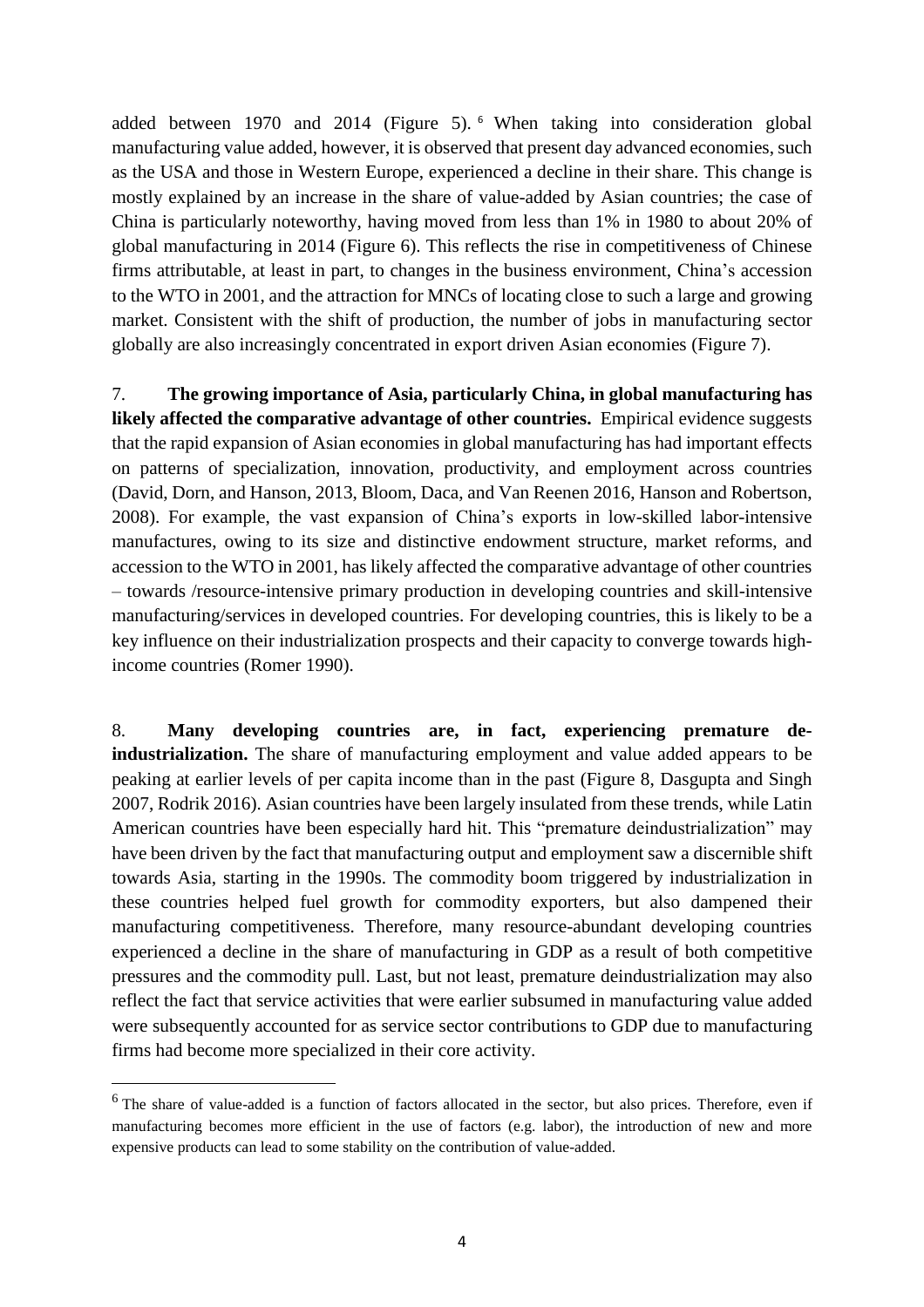added between 1970 and 2014 (Figure 5). [6] When taking into consideration global manufacturing value added, however, it is observed that present day advanced economies, such as the USA and those in Western Europe, experienced a decline in their share. This change is mostly explained by an increase in the share of value-added by Asian countries; the case of China is particularly noteworthy, having moved from less than 1% in 1980 to about 20% of global manufacturing in 2014 (Figure 6). This reflects the rise in competitiveness of Chinese firms attributable, at least in part, to changes in the business environment, China's accession to the WTO in 2001, and the attraction for MNCs of locating close to such a large and growing market. Consistent with the shift of production, the number of jobs in manufacturing sector globally are also increasingly concentrated in export driven Asian economies (Figure 7).

7. **The growing importance of Asia, particularly China, in global manufacturing has likely affected the comparative advantage of other countries.** Empirical evidence suggests that the rapid expansion of Asian economies in global manufacturing has had important effects on patterns of specialization, innovation, productivity, and employment across countries (David, Dorn, and Hanson, 2013, Bloom, Daca, and Van Reenen 2016, Hanson and Robertson, 2008). For example, the vast expansion of China's exports in low-skilled labor-intensive manufactures, owing to its size and distinctive endowment structure, market reforms, and accession to the WTO in 2001, has likely affected the comparative advantage of other countries – towards /resource-intensive primary production in developing countries and skill-intensive manufacturing/services in developed countries. For developing countries, this is likely to be a key influence on their industrialization prospects and their capacity to converge towards high-income countries (Romer 1990).

8. **Many developing countries are, in fact, experiencing premature de-industrialization.** The share of manufacturing employment and value added appears to be peaking at earlier levels of per capita income than in the past (Figure 8, Dasgupta and Singh 2007, Rodrik 2016). Asian countries have been largely insulated from these trends, while Latin American countries have been especially hard hit. This "premature deindustrialization" may have been driven by the fact that manufacturing output and employment saw a discernible shift towards Asia, starting in the 1990s. The commodity boom triggered by industrialization in these countries helped fuel growth for commodity exporters, but also dampened their manufacturing competitiveness. Therefore, many resource-abundant developing countries experienced a decline in the share of manufacturing in GDP as a result of both competitive pressures and the commodity pull. Last, but not least, premature deindustrialization may also reflect the fact that service activities that were earlier subsumed in manufacturing value added were subsequently accounted for as service sector contributions to GDP due to manufacturing firms had become more specialized in their core activity.

---

[6] The share of value-added is a function of factors allocated in the sector, but also prices. Therefore, even if manufacturing becomes more efficient in the use of factors (e.g. labor), the introduction of new and more expensive products can lead to some stability on the contribution of value-added.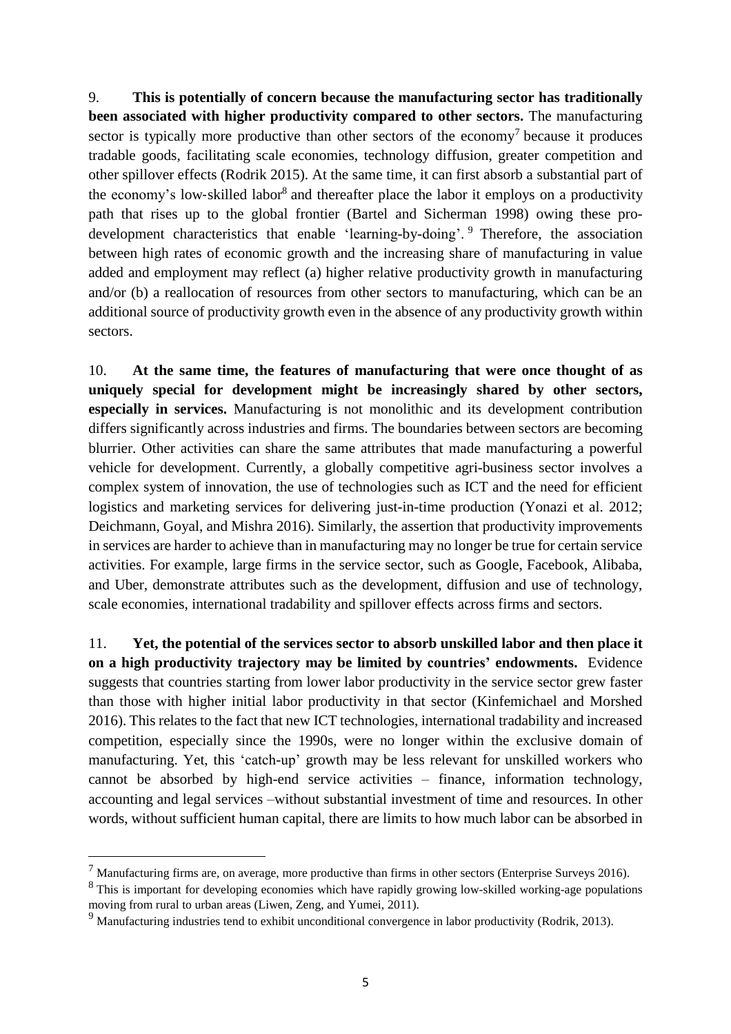9. **This is potentially of concern because the manufacturing sector has traditionally been associated with higher productivity compared to other sectors.** The manufacturing sector is typically more productive than other sectors of the economy[7] because it produces tradable goods, facilitating scale economies, technology diffusion, greater competition and other spillover effects (Rodrik 2015). At the same time, it can first absorb a substantial part of the economy's low-skilled labor[8] and thereafter place the labor it employs on a productivity path that rises up to the global frontier (Bartel and Sicherman 1998) owing these pro-development characteristics that enable 'learning-by-doing'.[9] Therefore, the association between high rates of economic growth and the increasing share of manufacturing in value added and employment may reflect (a) higher relative productivity growth in manufacturing and/or (b) a reallocation of resources from other sectors to manufacturing, which can be an additional source of productivity growth even in the absence of any productivity growth within sectors.

10. **At the same time, the features of manufacturing that were once thought of as uniquely special for development might be increasingly shared by other sectors, especially in services.** Manufacturing is not monolithic and its development contribution differs significantly across industries and firms. The boundaries between sectors are becoming blurrier. Other activities can share the same attributes that made manufacturing a powerful vehicle for development. Currently, a globally competitive agri-business sector involves a complex system of innovation, the use of technologies such as ICT and the need for efficient logistics and marketing services for delivering just-in-time production (Yonazi et al. 2012; Deichmann, Goyal, and Mishra 2016). Similarly, the assertion that productivity improvements in services are harder to achieve than in manufacturing may no longer be true for certain service activities. For example, large firms in the service sector, such as Google, Facebook, Alibaba, and Uber, demonstrate attributes such as the development, diffusion and use of technology, scale economies, international tradability and spillover effects across firms and sectors.

11. **Yet, the potential of the services sector to absorb unskilled labor and then place it on a high productivity trajectory may be limited by countries' endowments.** Evidence suggests that countries starting from lower labor productivity in the service sector grew faster than those with higher initial labor productivity in that sector (Kinfemichael and Morshed 2016). This relates to the fact that new ICT technologies, international tradability and increased competition, especially since the 1990s, were no longer within the exclusive domain of manufacturing. Yet, this 'catch-up' growth may be less relevant for unskilled workers who cannot be absorbed by high-end service activities – finance, information technology, accounting and legal services –without substantial investment of time and resources. In other words, without sufficient human capital, there are limits to how much labor can be absorbed in

---

[7] Manufacturing firms are, on average, more productive than firms in other sectors (Enterprise Surveys 2016).

[8] This is important for developing economies which have rapidly growing low-skilled working-age populations moving from rural to urban areas (Liwen, Zeng, and Yumei, 2011).

[9] Manufacturing industries tend to exhibit unconditional convergence in labor productivity (Rodrik, 2013).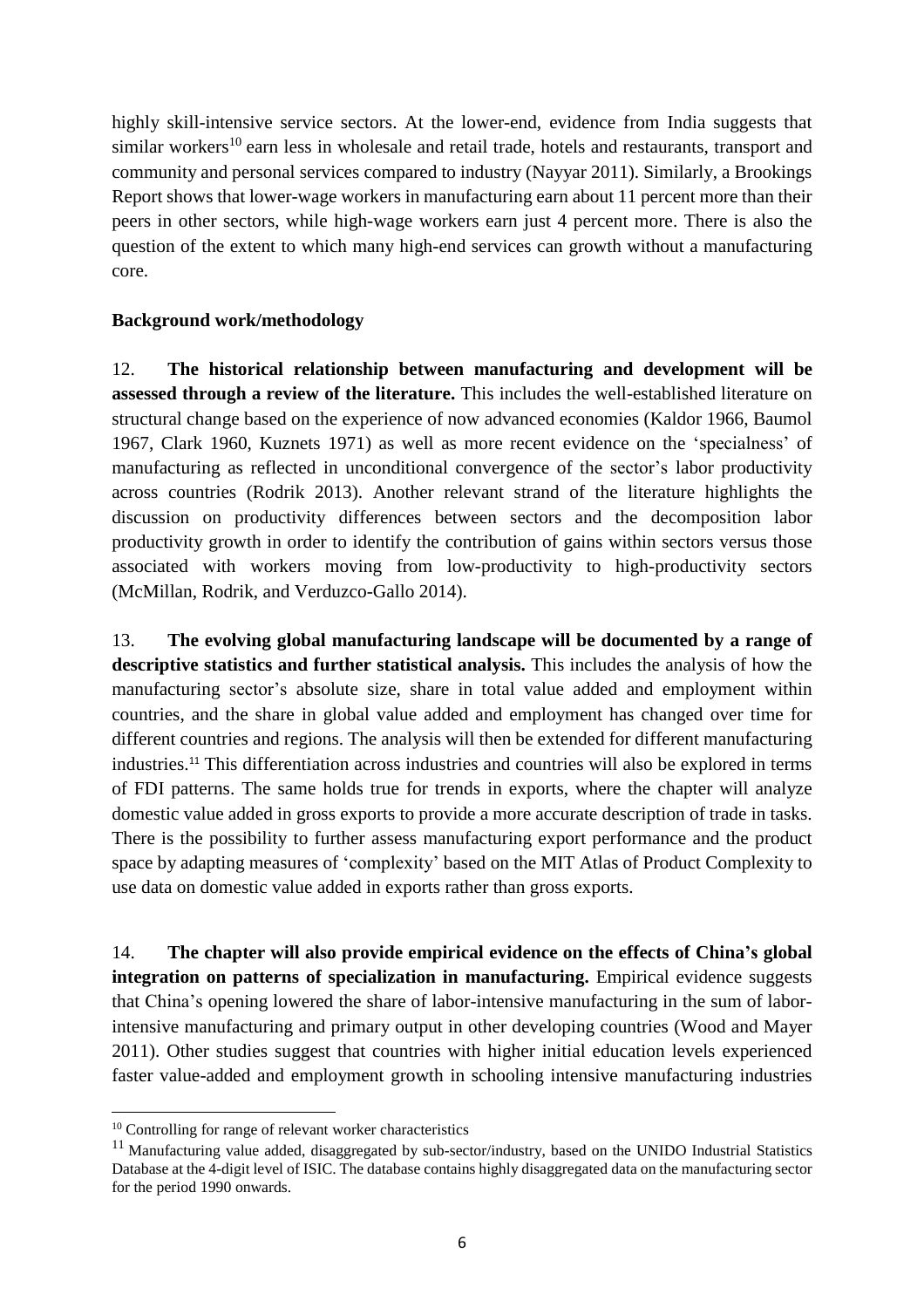highly skill-intensive service sectors. At the lower-end, evidence from India suggests that similar workers[10] earn less in wholesale and retail trade, hotels and restaurants, transport and community and personal services compared to industry (Nayyar 2011). Similarly, a Brookings Report shows that lower-wage workers in manufacturing earn about 11 percent more than their peers in other sectors, while high-wage workers earn just 4 percent more. There is also the question of the extent to which many high-end services can growth without a manufacturing core.

**Background work/methodology**

12. **The historical relationship between manufacturing and development will be assessed through a review of the literature.** This includes the well-established literature on structural change based on the experience of now advanced economies (Kaldor 1966, Baumol 1967, Clark 1960, Kuznets 1971) as well as more recent evidence on the 'specialness' of manufacturing as reflected in unconditional convergence of the sector's labor productivity across countries (Rodrik 2013). Another relevant strand of the literature highlights the discussion on productivity differences between sectors and the decomposition labor productivity growth in order to identify the contribution of gains within sectors versus those associated with workers moving from low-productivity to high-productivity sectors (McMillan, Rodrik, and Verduzco-Gallo 2014).

13. **The evolving global manufacturing landscape will be documented by a range of descriptive statistics and further statistical analysis.** This includes the analysis of how the manufacturing sector's absolute size, share in total value added and employment within countries, and the share in global value added and employment has changed over time for different countries and regions. The analysis will then be extended for different manufacturing industries.[11] This differentiation across industries and countries will also be explored in terms of FDI patterns. The same holds true for trends in exports, where the chapter will analyze domestic value added in gross exports to provide a more accurate description of trade in tasks. There is the possibility to further assess manufacturing export performance and the product space by adapting measures of 'complexity' based on the MIT Atlas of Product Complexity to use data on domestic value added in exports rather than gross exports.

14. **The chapter will also provide empirical evidence on the effects of China's global integration on patterns of specialization in manufacturing.** Empirical evidence suggests that China's opening lowered the share of labor-intensive manufacturing in the sum of labor-intensive manufacturing and primary output in other developing countries (Wood and Mayer 2011). Other studies suggest that countries with higher initial education levels experienced faster value-added and employment growth in schooling intensive manufacturing industries

[10] Controlling for range of relevant worker characteristics

[11] Manufacturing value added, disaggregated by sub-sector/industry, based on the UNIDO Industrial Statistics Database at the 4-digit level of ISIC. The database contains highly disaggregated data on the manufacturing sector for the period 1990 onwards.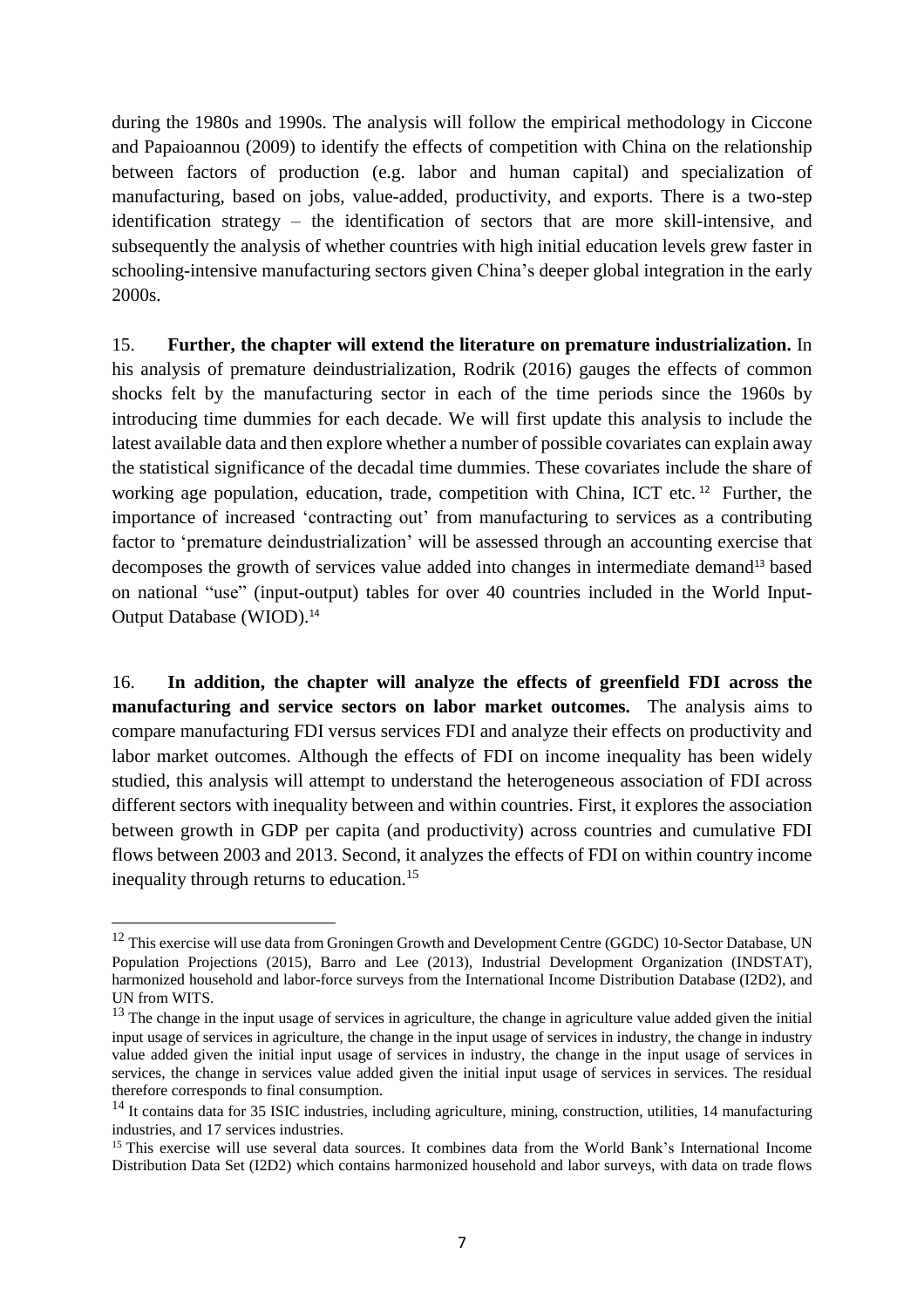during the 1980s and 1990s. The analysis will follow the empirical methodology in Ciccone and Papaioannou (2009) to identify the effects of competition with China on the relationship between factors of production (e.g. labor and human capital) and specialization of manufacturing, based on jobs, value-added, productivity, and exports. There is a two-step identification strategy – the identification of sectors that are more skill-intensive, and subsequently the analysis of whether countries with high initial education levels grew faster in schooling-intensive manufacturing sectors given China's deeper global integration in the early 2000s.

15. **Further, the chapter will extend the literature on premature industrialization.** In his analysis of premature deindustrialization, Rodrik (2016) gauges the effects of common shocks felt by the manufacturing sector in each of the time periods since the 1960s by introducing time dummies for each decade. We will first update this analysis to include the latest available data and then explore whether a number of possible covariates can explain away the statistical significance of the decadal time dummies. These covariates include the share of working age population, education, trade, competition with China, ICT etc.[12] Further, the importance of increased 'contracting out' from manufacturing to services as a contributing factor to 'premature deindustrialization' will be assessed through an accounting exercise that decomposes the growth of services value added into changes in intermediate demand[13] based on national "use" (input-output) tables for over 40 countries included in the World Input-Output Database (WIOD).[14]

16. **In addition, the chapter will analyze the effects of greenfield FDI across the manufacturing and service sectors on labor market outcomes.** The analysis aims to compare manufacturing FDI versus services FDI and analyze their effects on productivity and labor market outcomes. Although the effects of FDI on income inequality has been widely studied, this analysis will attempt to understand the heterogeneous association of FDI across different sectors with inequality between and within countries. First, it explores the association between growth in GDP per capita (and productivity) across countries and cumulative FDI flows between 2003 and 2013. Second, it analyzes the effects of FDI on within country income inequality through returns to education.[15]

---

[12] This exercise will use data from Groningen Growth and Development Centre (GGDC) 10-Sector Database, UN Population Projections (2015), Barro and Lee (2013), Industrial Development Organization (INDSTAT), harmonized household and labor-force surveys from the International Income Distribution Database (I2D2), and UN from WITS.

[13] The change in the input usage of services in agriculture, the change in agriculture value added given the initial input usage of services in agriculture, the change in the input usage of services in industry, the change in industry value added given the initial input usage of services in industry, the change in the input usage of services in services, the change in services value added given the initial input usage of services in services. The residual therefore corresponds to final consumption.

[14] It contains data for 35 ISIC industries, including agriculture, mining, construction, utilities, 14 manufacturing industries, and 17 services industries.

[15] This exercise will use several data sources. It combines data from the World Bank's International Income Distribution Data Set (I2D2) which contains harmonized household and labor surveys, with data on trade flows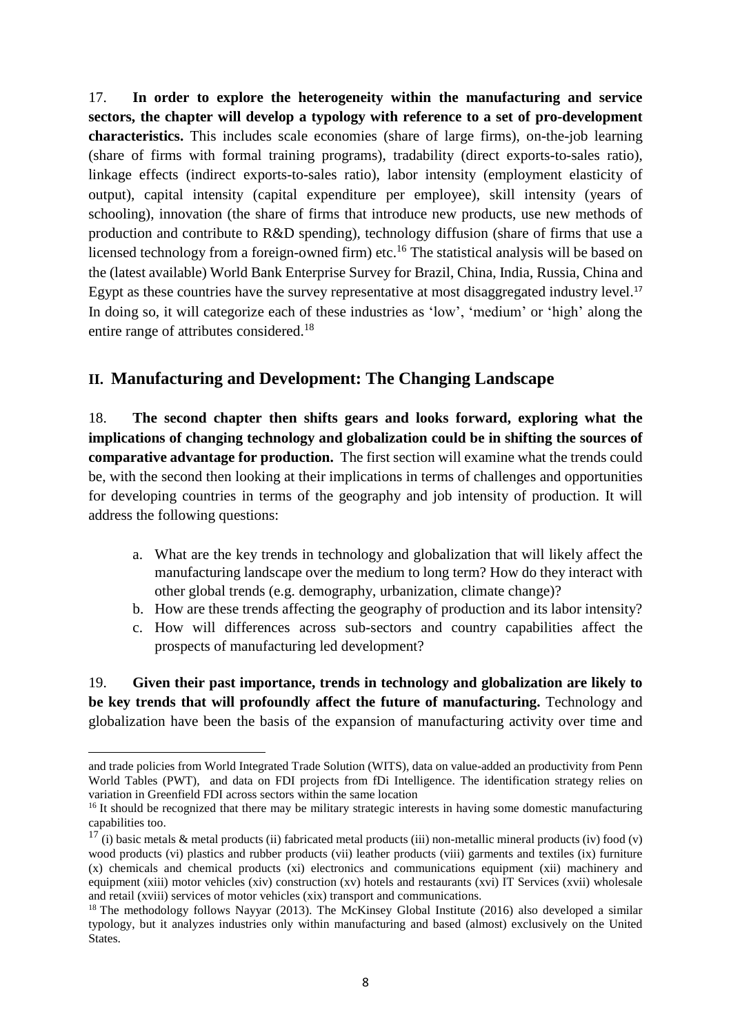17. **In order to explore the heterogeneity within the manufacturing and service sectors, the chapter will develop a typology with reference to a set of pro-development characteristics.** This includes scale economies (share of large firms), on-the-job learning (share of firms with formal training programs), tradability (direct exports-to-sales ratio), linkage effects (indirect exports-to-sales ratio), labor intensity (employment elasticity of output), capital intensity (capital expenditure per employee), skill intensity (years of schooling), innovation (the share of firms that introduce new products, use new methods of production and contribute to R&D spending), technology diffusion (share of firms that use a licensed technology from a foreign-owned firm) etc.[16] The statistical analysis will be based on the (latest available) World Bank Enterprise Survey for Brazil, China, India, Russia, China and Egypt as these countries have the survey representative at most disaggregated industry level.[17] In doing so, it will categorize each of these industries as 'low', 'medium' or 'high' along the entire range of attributes considered.[18]

## II. Manufacturing and Development: The Changing Landscape

18. **The second chapter then shifts gears and looks forward, exploring what the implications of changing technology and globalization could be in shifting the sources of comparative advantage for production.** The first section will examine what the trends could be, with the second then looking at their implications in terms of challenges and opportunities for developing countries in terms of the geography and job intensity of production. It will address the following questions:

a. What are the key trends in technology and globalization that will likely affect the manufacturing landscape over the medium to long term? How do they interact with other global trends (e.g. demography, urbanization, climate change)?
b. How are these trends affecting the geography of production and its labor intensity?
c. How will differences across sub-sectors and country capabilities affect the prospects of manufacturing led development?

19. **Given their past importance, trends in technology and globalization are likely to be key trends that will profoundly affect the future of manufacturing.** Technology and globalization have been the basis of the expansion of manufacturing activity over time and

---

and trade policies from World Integrated Trade Solution (WITS), data on value-added an productivity from Penn World Tables (PWT), and data on FDI projects from fDi Intelligence. The identification strategy relies on variation in Greenfield FDI across sectors within the same location

[16] It should be recognized that there may be military strategic interests in having some domestic manufacturing capabilities too.

[17] (i) basic metals & metal products (ii) fabricated metal products (iii) non-metallic mineral products (iv) food (v) wood products (vi) plastics and rubber products (vii) leather products (viii) garments and textiles (ix) furniture (x) chemicals and chemical products (xi) electronics and communications equipment (xii) machinery and equipment (xiii) motor vehicles (xiv) construction (xv) hotels and restaurants (xvi) IT Services (xvii) wholesale and retail (xviii) services of motor vehicles (xix) transport and communications.

[18] The methodology follows Nayyar (2013). The McKinsey Global Institute (2016) also developed a similar typology, but it analyzes industries only within manufacturing and based (almost) exclusively on the United States.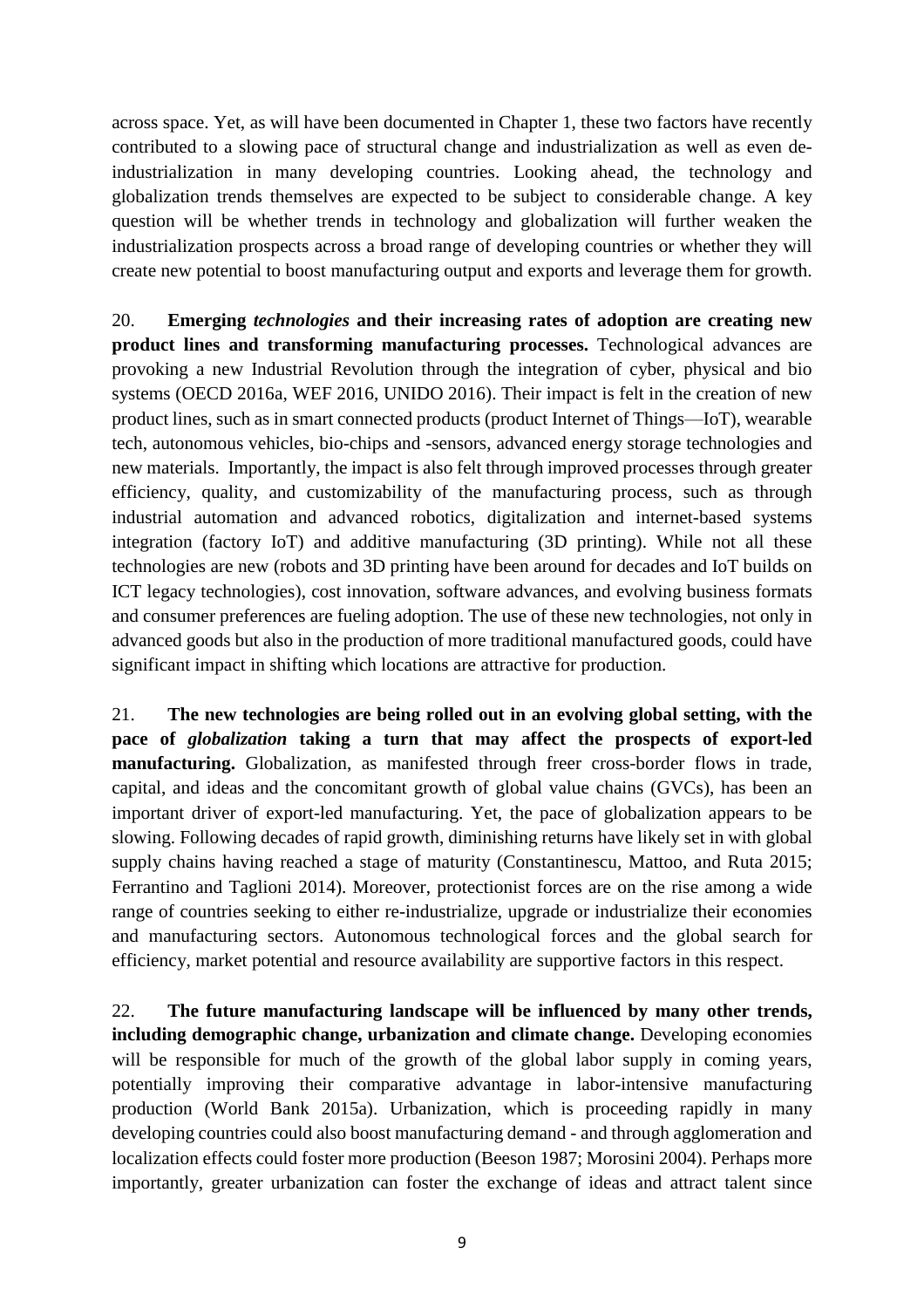across space. Yet, as will have been documented in Chapter 1, these two factors have recently contributed to a slowing pace of structural change and industrialization as well as even de-industrialization in many developing countries. Looking ahead, the technology and globalization trends themselves are expected to be subject to considerable change. A key question will be whether trends in technology and globalization will further weaken the industrialization prospects across a broad range of developing countries or whether they will create new potential to boost manufacturing output and exports and leverage them for growth.

20. **Emerging *technologies* and their increasing rates of adoption are creating new product lines and transforming manufacturing processes.** Technological advances are provoking a new Industrial Revolution through the integration of cyber, physical and bio systems (OECD 2016a, WEF 2016, UNIDO 2016). Their impact is felt in the creation of new product lines, such as in smart connected products (product Internet of Things—IoT), wearable tech, autonomous vehicles, bio-chips and -sensors, advanced energy storage technologies and new materials. Importantly, the impact is also felt through improved processes through greater efficiency, quality, and customizability of the manufacturing process, such as through industrial automation and advanced robotics, digitalization and internet-based systems integration (factory IoT) and additive manufacturing (3D printing). While not all these technologies are new (robots and 3D printing have been around for decades and IoT builds on ICT legacy technologies), cost innovation, software advances, and evolving business formats and consumer preferences are fueling adoption. The use of these new technologies, not only in advanced goods but also in the production of more traditional manufactured goods, could have significant impact in shifting which locations are attractive for production.

21. **The new technologies are being rolled out in an evolving global setting, with the pace of *globalization* taking a turn that may affect the prospects of export-led manufacturing.** Globalization, as manifested through freer cross-border flows in trade, capital, and ideas and the concomitant growth of global value chains (GVCs), has been an important driver of export-led manufacturing. Yet, the pace of globalization appears to be slowing. Following decades of rapid growth, diminishing returns have likely set in with global supply chains having reached a stage of maturity (Constantinescu, Mattoo, and Ruta 2015; Ferrantino and Taglioni 2014). Moreover, protectionist forces are on the rise among a wide range of countries seeking to either re-industrialize, upgrade or industrialize their economies and manufacturing sectors. Autonomous technological forces and the global search for efficiency, market potential and resource availability are supportive factors in this respect.

22. **The future manufacturing landscape will be influenced by many other trends, including demographic change, urbanization and climate change.** Developing economies will be responsible for much of the growth of the global labor supply in coming years, potentially improving their comparative advantage in labor-intensive manufacturing production (World Bank 2015a). Urbanization, which is proceeding rapidly in many developing countries could also boost manufacturing demand - and through agglomeration and localization effects could foster more production (Beeson 1987; Morosini 2004). Perhaps more importantly, greater urbanization can foster the exchange of ideas and attract talent since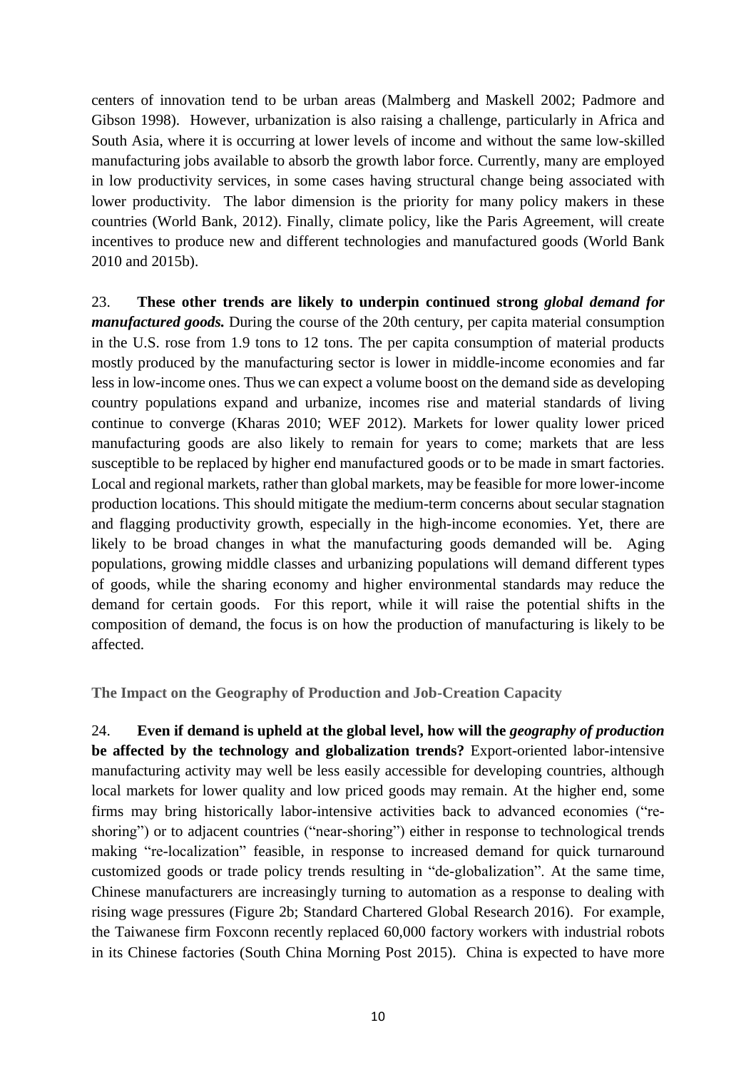centers of innovation tend to be urban areas (Malmberg and Maskell 2002; Padmore and Gibson 1998). However, urbanization is also raising a challenge, particularly in Africa and South Asia, where it is occurring at lower levels of income and without the same low-skilled manufacturing jobs available to absorb the growth labor force. Currently, many are employed in low productivity services, in some cases having structural change being associated with lower productivity. The labor dimension is the priority for many policy makers in these countries (World Bank, 2012). Finally, climate policy, like the Paris Agreement, will create incentives to produce new and different technologies and manufactured goods (World Bank 2010 and 2015b).

23. **These other trends are likely to underpin continued strong *global demand for manufactured goods.*** During the course of the 20th century, per capita material consumption in the U.S. rose from 1.9 tons to 12 tons. The per capita consumption of material products mostly produced by the manufacturing sector is lower in middle-income economies and far less in low-income ones. Thus we can expect a volume boost on the demand side as developing country populations expand and urbanize, incomes rise and material standards of living continue to converge (Kharas 2010; WEF 2012). Markets for lower quality lower priced manufacturing goods are also likely to remain for years to come; markets that are less susceptible to be replaced by higher end manufactured goods or to be made in smart factories. Local and regional markets, rather than global markets, may be feasible for more lower-income production locations. This should mitigate the medium-term concerns about secular stagnation and flagging productivity growth, especially in the high-income economies. Yet, there are likely to be broad changes in what the manufacturing goods demanded will be. Aging populations, growing middle classes and urbanizing populations will demand different types of goods, while the sharing economy and higher environmental standards may reduce the demand for certain goods. For this report, while it will raise the potential shifts in the composition of demand, the focus is on how the production of manufacturing is likely to be affected.

### The Impact on the Geography of Production and Job-Creation Capacity

24. **Even if demand is upheld at the global level, how will the *geography of production* be affected by the technology and globalization trends?** Export-oriented labor-intensive manufacturing activity may well be less easily accessible for developing countries, although local markets for lower quality and low priced goods may remain. At the higher end, some firms may bring historically labor-intensive activities back to advanced economies ("re-shoring") or to adjacent countries ("near-shoring") either in response to technological trends making "re-localization" feasible, in response to increased demand for quick turnaround customized goods or trade policy trends resulting in "de-globalization". At the same time, Chinese manufacturers are increasingly turning to automation as a response to dealing with rising wage pressures (Figure 2b; Standard Chartered Global Research 2016). For example, the Taiwanese firm Foxconn recently replaced 60,000 factory workers with industrial robots in its Chinese factories (South China Morning Post 2015). China is expected to have more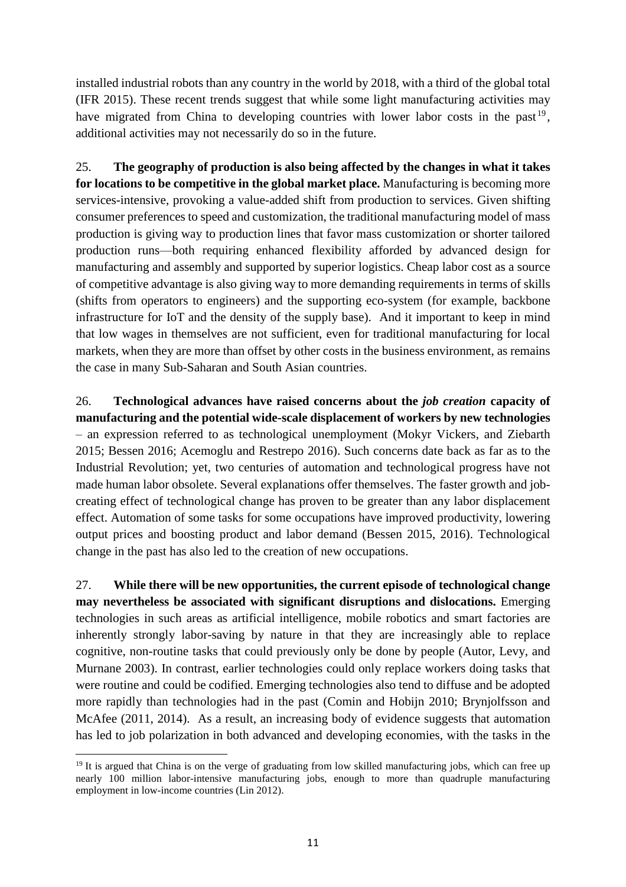installed industrial robots than any country in the world by 2018, with a third of the global total (IFR 2015). These recent trends suggest that while some light manufacturing activities may have migrated from China to developing countries with lower labor costs in the past[19], additional activities may not necessarily do so in the future.

25. **The geography of production is also being affected by the changes in what it takes for locations to be competitive in the global market place.** Manufacturing is becoming more services-intensive, provoking a value-added shift from production to services. Given shifting consumer preferences to speed and customization, the traditional manufacturing model of mass production is giving way to production lines that favor mass customization or shorter tailored production runs—both requiring enhanced flexibility afforded by advanced design for manufacturing and assembly and supported by superior logistics. Cheap labor cost as a source of competitive advantage is also giving way to more demanding requirements in terms of skills (shifts from operators to engineers) and the supporting eco-system (for example, backbone infrastructure for IoT and the density of the supply base). And it important to keep in mind that low wages in themselves are not sufficient, even for traditional manufacturing for local markets, when they are more than offset by other costs in the business environment, as remains the case in many Sub-Saharan and South Asian countries.

26. **Technological advances have raised concerns about the *job creation* capacity of manufacturing and the potential wide-scale displacement of workers by new technologies** – an expression referred to as technological unemployment (Mokyr Vickers, and Ziebarth 2015; Bessen 2016; Acemoglu and Restrepo 2016). Such concerns date back as far as to the Industrial Revolution; yet, two centuries of automation and technological progress have not made human labor obsolete. Several explanations offer themselves. The faster growth and job-creating effect of technological change has proven to be greater than any labor displacement effect. Automation of some tasks for some occupations have improved productivity, lowering output prices and boosting product and labor demand (Bessen 2015, 2016). Technological change in the past has also led to the creation of new occupations.

27. **While there will be new opportunities, the current episode of technological change may nevertheless be associated with significant disruptions and dislocations.** Emerging technologies in such areas as artificial intelligence, mobile robotics and smart factories are inherently strongly labor-saving by nature in that they are increasingly able to replace cognitive, non-routine tasks that could previously only be done by people (Autor, Levy, and Murnane 2003). In contrast, earlier technologies could only replace workers doing tasks that were routine and could be codified. Emerging technologies also tend to diffuse and be adopted more rapidly than technologies had in the past (Comin and Hobijn 2010; Brynjolfsson and McAfee (2011, 2014). As a result, an increasing body of evidence suggests that automation has led to job polarization in both advanced and developing economies, with the tasks in the

[19] It is argued that China is on the verge of graduating from low skilled manufacturing jobs, which can free up nearly 100 million labor-intensive manufacturing jobs, enough to more than quadruple manufacturing employment in low-income countries (Lin 2012).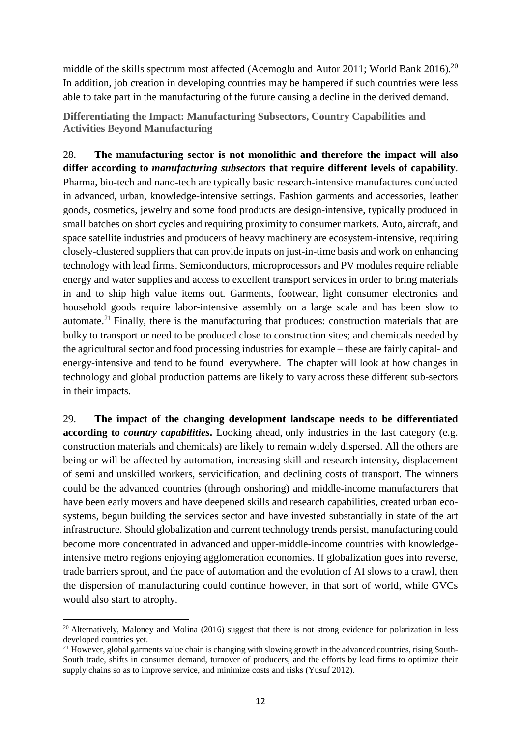middle of the skills spectrum most affected (Acemoglu and Autor 2011; World Bank 2016).[20] In addition, job creation in developing countries may be hampered if such countries were less able to take part in the manufacturing of the future causing a decline in the derived demand.

### Differentiating the Impact: Manufacturing Subsectors, Country Capabilities and Activities Beyond Manufacturing

28. **The manufacturing sector is not monolithic and therefore the impact will also differ according to *manufacturing subsectors* that require different levels of capability**. Pharma, bio-tech and nano-tech are typically basic research-intensive manufactures conducted in advanced, urban, knowledge-intensive settings. Fashion garments and accessories, leather goods, cosmetics, jewelry and some food products are design-intensive, typically produced in small batches on short cycles and requiring proximity to consumer markets. Auto, aircraft, and space satellite industries and producers of heavy machinery are ecosystem-intensive, requiring closely-clustered suppliers that can provide inputs on just-in-time basis and work on enhancing technology with lead firms. Semiconductors, microprocessors and PV modules require reliable energy and water supplies and access to excellent transport services in order to bring materials in and to ship high value items out. Garments, footwear, light consumer electronics and household goods require labor-intensive assembly on a large scale and has been slow to automate.[21] Finally, there is the manufacturing that produces: construction materials that are bulky to transport or need to be produced close to construction sites; and chemicals needed by the agricultural sector and food processing industries for example – these are fairly capital- and energy-intensive and tend to be found everywhere. The chapter will look at how changes in technology and global production patterns are likely to vary across these different sub-sectors in their impacts.

29. **The impact of the changing development landscape needs to be differentiated according to *country capabilities*.** Looking ahead, only industries in the last category (e.g. construction materials and chemicals) are likely to remain widely dispersed. All the others are being or will be affected by automation, increasing skill and research intensity, displacement of semi and unskilled workers, servicification, and declining costs of transport. The winners could be the advanced countries (through onshoring) and middle-income manufacturers that have been early movers and have deepened skills and research capabilities, created urban eco-systems, begun building the services sector and have invested substantially in state of the art infrastructure. Should globalization and current technology trends persist, manufacturing could become more concentrated in advanced and upper-middle-income countries with knowledge-intensive metro regions enjoying agglomeration economies. If globalization goes into reverse, trade barriers sprout, and the pace of automation and the evolution of AI slows to a crawl, then the dispersion of manufacturing could continue however, in that sort of world, while GVCs would also start to atrophy.

---

[20] Alternatively, Maloney and Molina (2016) suggest that there is not strong evidence for polarization in less developed countries yet.

[21] However, global garments value chain is changing with slowing growth in the advanced countries, rising South-South trade, shifts in consumer demand, turnover of producers, and the efforts by lead firms to optimize their supply chains so as to improve service, and minimize costs and risks (Yusuf 2012).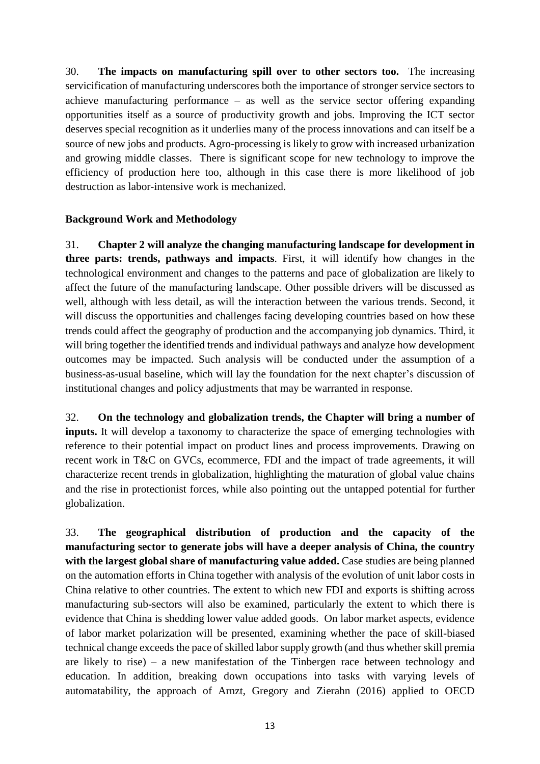30. **The impacts on manufacturing spill over to other sectors too.** The increasing servicification of manufacturing underscores both the importance of stronger service sectors to achieve manufacturing performance – as well as the service sector offering expanding opportunities itself as a source of productivity growth and jobs. Improving the ICT sector deserves special recognition as it underlies many of the process innovations and can itself be a source of new jobs and products. Agro-processing is likely to grow with increased urbanization and growing middle classes. There is significant scope for new technology to improve the efficiency of production here too, although in this case there is more likelihood of job destruction as labor-intensive work is mechanized.

**Background Work and Methodology**

31. **Chapter 2 will analyze the changing manufacturing landscape for development in three parts: trends, pathways and impacts**. First, it will identify how changes in the technological environment and changes to the patterns and pace of globalization are likely to affect the future of the manufacturing landscape. Other possible drivers will be discussed as well, although with less detail, as will the interaction between the various trends. Second, it will discuss the opportunities and challenges facing developing countries based on how these trends could affect the geography of production and the accompanying job dynamics. Third, it will bring together the identified trends and individual pathways and analyze how development outcomes may be impacted. Such analysis will be conducted under the assumption of a business-as-usual baseline, which will lay the foundation for the next chapter's discussion of institutional changes and policy adjustments that may be warranted in response.

32. **On the technology and globalization trends, the Chapter will bring a number of inputs.** It will develop a taxonomy to characterize the space of emerging technologies with reference to their potential impact on product lines and process improvements. Drawing on recent work in T&C on GVCs, ecommerce, FDI and the impact of trade agreements, it will characterize recent trends in globalization, highlighting the maturation of global value chains and the rise in protectionist forces, while also pointing out the untapped potential for further globalization.

33. **The geographical distribution of production and the capacity of the manufacturing sector to generate jobs will have a deeper analysis of China, the country with the largest global share of manufacturing value added.** Case studies are being planned on the automation efforts in China together with analysis of the evolution of unit labor costs in China relative to other countries. The extent to which new FDI and exports is shifting across manufacturing sub-sectors will also be examined, particularly the extent to which there is evidence that China is shedding lower value added goods. On labor market aspects, evidence of labor market polarization will be presented, examining whether the pace of skill-biased technical change exceeds the pace of skilled labor supply growth (and thus whether skill premia are likely to rise) – a new manifestation of the Tinbergen race between technology and education. In addition, breaking down occupations into tasks with varying levels of automatability, the approach of Arnzt, Gregory and Zierahn (2016) applied to OECD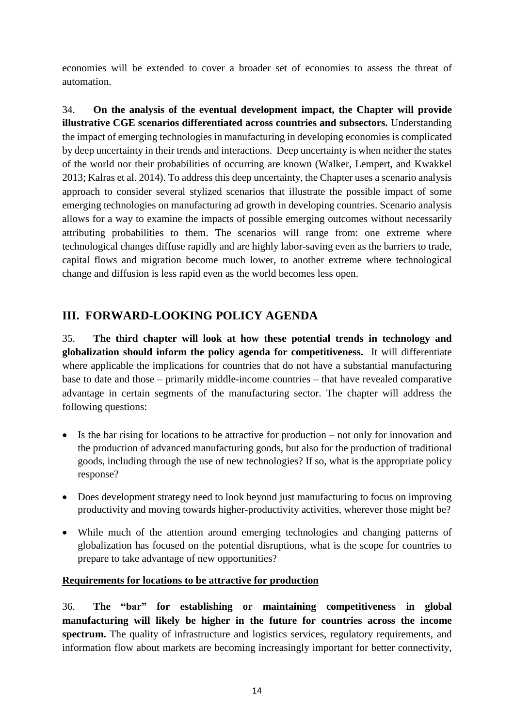economies will be extended to cover a broader set of economies to assess the threat of automation.

34. **On the analysis of the eventual development impact, the Chapter will provide illustrative CGE scenarios differentiated across countries and subsectors.** Understanding the impact of emerging technologies in manufacturing in developing economies is complicated by deep uncertainty in their trends and interactions. Deep uncertainty is when neither the states of the world nor their probabilities of occurring are known (Walker, Lempert, and Kwakkel 2013; Kalras et al. 2014). To address this deep uncertainty, the Chapter uses a scenario analysis approach to consider several stylized scenarios that illustrate the possible impact of some emerging technologies on manufacturing ad growth in developing countries. Scenario analysis allows for a way to examine the impacts of possible emerging outcomes without necessarily attributing probabilities to them. The scenarios will range from: one extreme where technological changes diffuse rapidly and are highly labor-saving even as the barriers to trade, capital flows and migration become much lower, to another extreme where technological change and diffusion is less rapid even as the world becomes less open.

## III. FORWARD-LOOKING POLICY AGENDA

35. **The third chapter will look at how these potential trends in technology and globalization should inform the policy agenda for competitiveness.** It will differentiate where applicable the implications for countries that do not have a substantial manufacturing base to date and those – primarily middle-income countries – that have revealed comparative advantage in certain segments of the manufacturing sector. The chapter will address the following questions:

- Is the bar rising for locations to be attractive for production – not only for innovation and the production of advanced manufacturing goods, but also for the production of traditional goods, including through the use of new technologies? If so, what is the appropriate policy response?
- Does development strategy need to look beyond just manufacturing to focus on improving productivity and moving towards higher-productivity activities, wherever those might be?
- While much of the attention around emerging technologies and changing patterns of globalization has focused on the potential disruptions, what is the scope for countries to prepare to take advantage of new opportunities?

**Requirements for locations to be attractive for production**

36. **The "bar" for establishing or maintaining competitiveness in global manufacturing will likely be higher in the future for countries across the income spectrum.** The quality of infrastructure and logistics services, regulatory requirements, and information flow about markets are becoming increasingly important for better connectivity,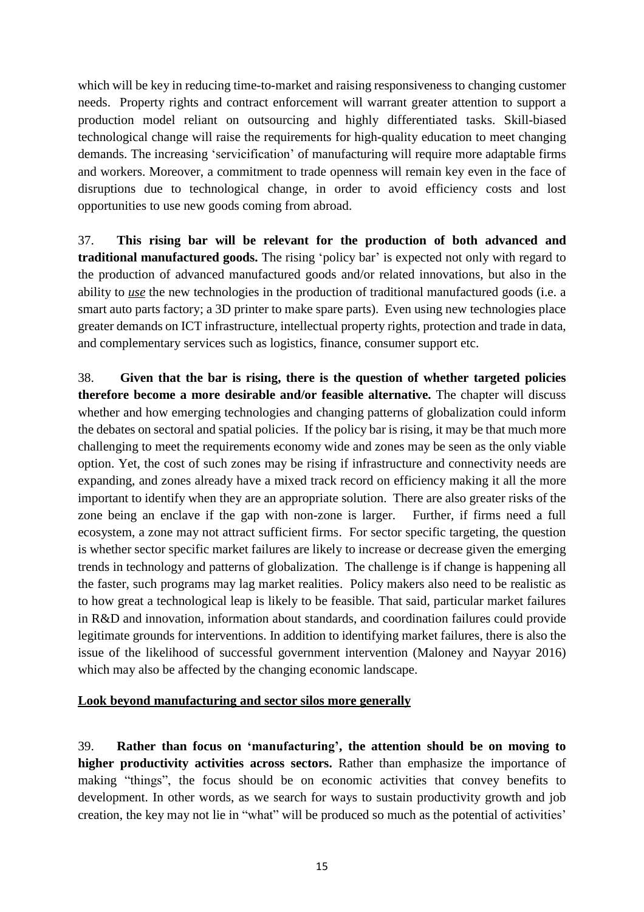which will be key in reducing time-to-market and raising responsiveness to changing customer needs. Property rights and contract enforcement will warrant greater attention to support a production model reliant on outsourcing and highly differentiated tasks. Skill-biased technological change will raise the requirements for high-quality education to meet changing demands. The increasing 'servicification' of manufacturing will require more adaptable firms and workers. Moreover, a commitment to trade openness will remain key even in the face of disruptions due to technological change, in order to avoid efficiency costs and lost opportunities to use new goods coming from abroad.

37. **This rising bar will be relevant for the production of both advanced and traditional manufactured goods.** The rising 'policy bar' is expected not only with regard to the production of advanced manufactured goods and/or related innovations, but also in the ability to ***use*** the new technologies in the production of traditional manufactured goods (i.e. a smart auto parts factory; a 3D printer to make spare parts). Even using new technologies place greater demands on ICT infrastructure, intellectual property rights, protection and trade in data, and complementary services such as logistics, finance, consumer support etc.

38. **Given that the bar is rising, there is the question of whether targeted policies therefore become a more desirable and/or feasible alternative.** The chapter will discuss whether and how emerging technologies and changing patterns of globalization could inform the debates on sectoral and spatial policies. If the policy bar is rising, it may be that much more challenging to meet the requirements economy wide and zones may be seen as the only viable option. Yet, the cost of such zones may be rising if infrastructure and connectivity needs are expanding, and zones already have a mixed track record on efficiency making it all the more important to identify when they are an appropriate solution. There are also greater risks of the zone being an enclave if the gap with non-zone is larger. Further, if firms need a full ecosystem, a zone may not attract sufficient firms. For sector specific targeting, the question is whether sector specific market failures are likely to increase or decrease given the emerging trends in technology and patterns of globalization. The challenge is if change is happening all the faster, such programs may lag market realities. Policy makers also need to be realistic as to how great a technological leap is likely to be feasible. That said, particular market failures in R&D and innovation, information about standards, and coordination failures could provide legitimate grounds for interventions. In addition to identifying market failures, there is also the issue of the likelihood of successful government intervention (Maloney and Nayyar 2016) which may also be affected by the changing economic landscape.

**Look beyond manufacturing and sector silos more generally**

39. **Rather than focus on 'manufacturing', the attention should be on moving to higher productivity activities across sectors.** Rather than emphasize the importance of making "things", the focus should be on economic activities that convey benefits to development. In other words, as we search for ways to sustain productivity growth and job creation, the key may not lie in "what" will be produced so much as the potential of activities'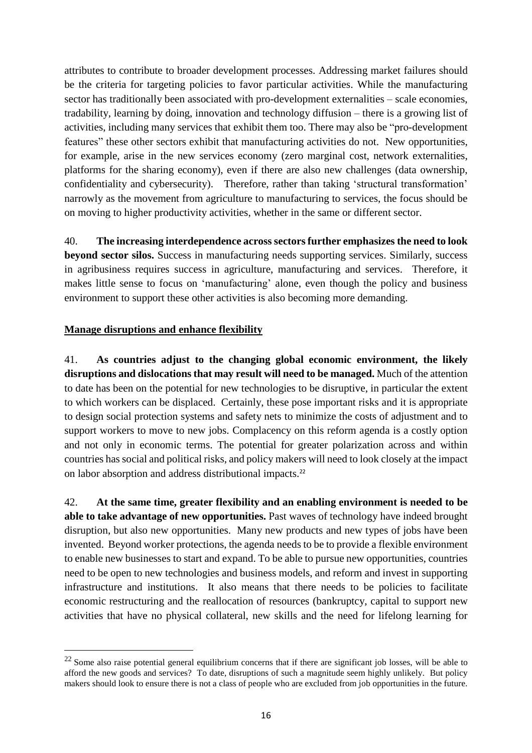attributes to contribute to broader development processes. Addressing market failures should be the criteria for targeting policies to favor particular activities. While the manufacturing sector has traditionally been associated with pro-development externalities – scale economies, tradability, learning by doing, innovation and technology diffusion – there is a growing list of activities, including many services that exhibit them too. There may also be "pro-development features" these other sectors exhibit that manufacturing activities do not. New opportunities, for example, arise in the new services economy (zero marginal cost, network externalities, platforms for the sharing economy), even if there are also new challenges (data ownership, confidentiality and cybersecurity). Therefore, rather than taking 'structural transformation' narrowly as the movement from agriculture to manufacturing to services, the focus should be on moving to higher productivity activities, whether in the same or different sector.

40. **The increasing interdependence across sectors further emphasizes the need to look beyond sector silos.** Success in manufacturing needs supporting services. Similarly, success in agribusiness requires success in agriculture, manufacturing and services. Therefore, it makes little sense to focus on 'manufacturing' alone, even though the policy and business environment to support these other activities is also becoming more demanding.

**Manage disruptions and enhance flexibility**

41. **As countries adjust to the changing global economic environment, the likely disruptions and dislocations that may result will need to be managed.** Much of the attention to date has been on the potential for new technologies to be disruptive, in particular the extent to which workers can be displaced. Certainly, these pose important risks and it is appropriate to design social protection systems and safety nets to minimize the costs of adjustment and to support workers to move to new jobs. Complacency on this reform agenda is a costly option and not only in economic terms. The potential for greater polarization across and within countries has social and political risks, and policy makers will need to look closely at the impact on labor absorption and address distributional impacts.[22]

42. **At the same time, greater flexibility and an enabling environment is needed to be able to take advantage of new opportunities.** Past waves of technology have indeed brought disruption, but also new opportunities. Many new products and new types of jobs have been invented. Beyond worker protections, the agenda needs to be to provide a flexible environment to enable new businesses to start and expand. To be able to pursue new opportunities, countries need to be open to new technologies and business models, and reform and invest in supporting infrastructure and institutions. It also means that there needs to be policies to facilitate economic restructuring and the reallocation of resources (bankruptcy, capital to support new activities that have no physical collateral, new skills and the need for lifelong learning for

[22] Some also raise potential general equilibrium concerns that if there are significant job losses, will be able to afford the new goods and services? To date, disruptions of such a magnitude seem highly unlikely. But policy makers should look to ensure there is not a class of people who are excluded from job opportunities in the future.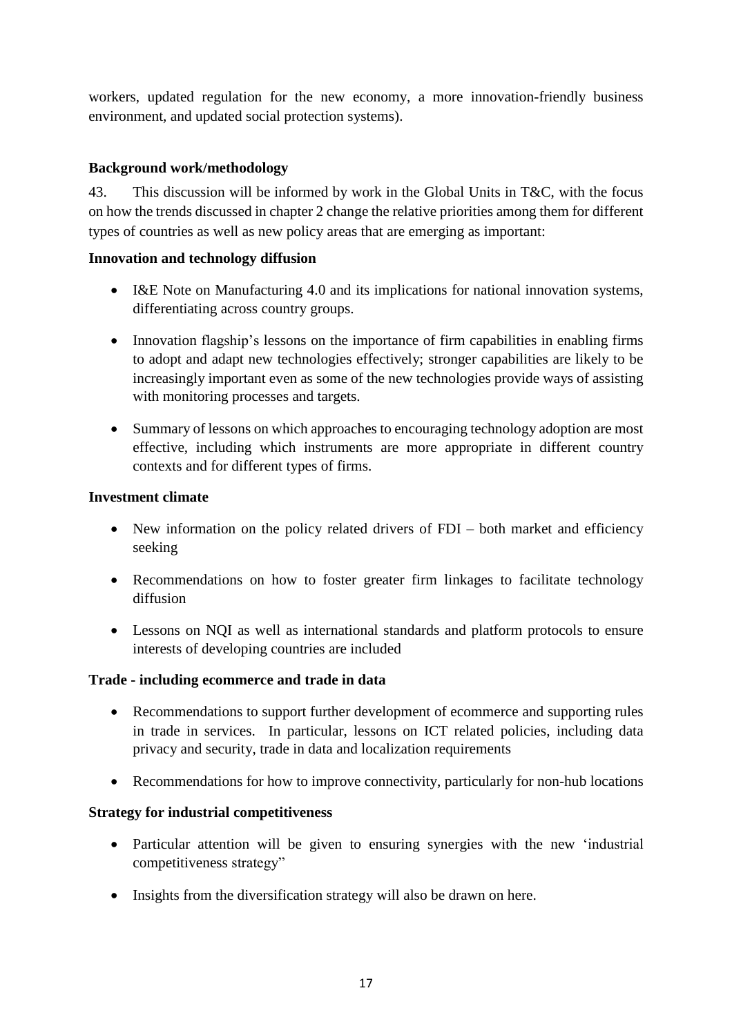workers, updated regulation for the new economy, a more innovation-friendly business environment, and updated social protection systems).

**Background work/methodology**

43. This discussion will be informed by work in the Global Units in T&C, with the focus on how the trends discussed in chapter 2 change the relative priorities among them for different types of countries as well as new policy areas that are emerging as important:

**Innovation and technology diffusion**

- I&E Note on Manufacturing 4.0 and its implications for national innovation systems, differentiating across country groups.
- Innovation flagship's lessons on the importance of firm capabilities in enabling firms to adopt and adapt new technologies effectively; stronger capabilities are likely to be increasingly important even as some of the new technologies provide ways of assisting with monitoring processes and targets.
- Summary of lessons on which approaches to encouraging technology adoption are most effective, including which instruments are more appropriate in different country contexts and for different types of firms.

**Investment climate**

- New information on the policy related drivers of FDI – both market and efficiency seeking
- Recommendations on how to foster greater firm linkages to facilitate technology diffusion
- Lessons on NQI as well as international standards and platform protocols to ensure interests of developing countries are included

**Trade - including ecommerce and trade in data**

- Recommendations to support further development of ecommerce and supporting rules in trade in services. In particular, lessons on ICT related policies, including data privacy and security, trade in data and localization requirements
- Recommendations for how to improve connectivity, particularly for non-hub locations

**Strategy for industrial competitiveness**

- Particular attention will be given to ensuring synergies with the new 'industrial competitiveness strategy"
- Insights from the diversification strategy will also be drawn on here.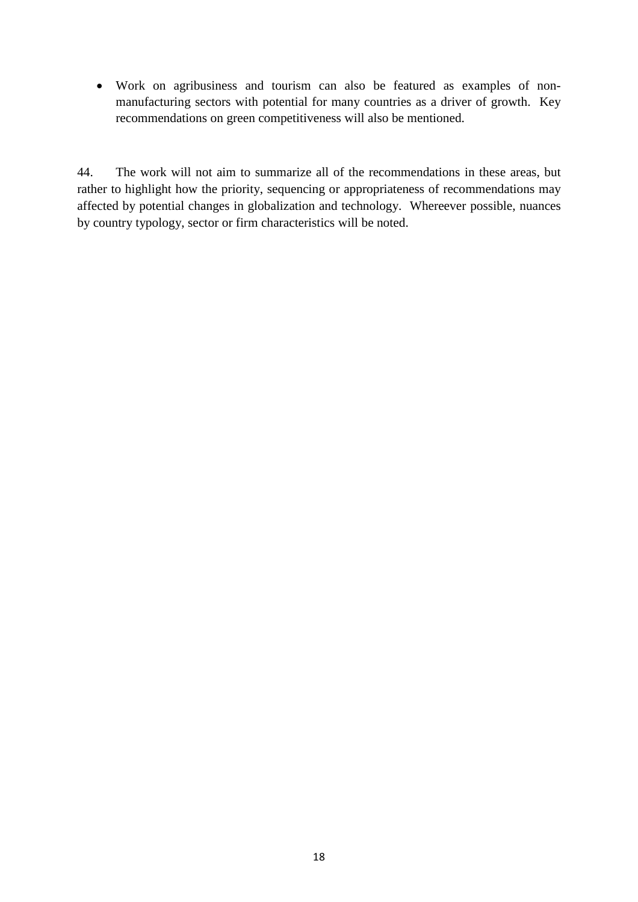- Work on agribusiness and tourism can also be featured as examples of non-manufacturing sectors with potential for many countries as a driver of growth. Key recommendations on green competitiveness will also be mentioned.

44. The work will not aim to summarize all of the recommendations in these areas, but rather to highlight how the priority, sequencing or appropriateness of recommendations may affected by potential changes in globalization and technology. Whereever possible, nuances by country typology, sector or firm characteristics will be noted.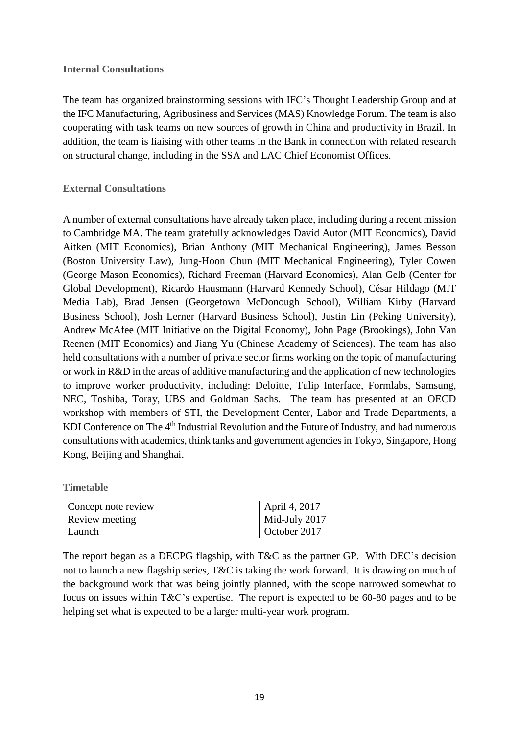### Internal Consultations

The team has organized brainstorming sessions with IFC's Thought Leadership Group and at the IFC Manufacturing, Agribusiness and Services (MAS) Knowledge Forum. The team is also cooperating with task teams on new sources of growth in China and productivity in Brazil. In addition, the team is liaising with other teams in the Bank in connection with related research on structural change, including in the SSA and LAC Chief Economist Offices.

### External Consultations

A number of external consultations have already taken place, including during a recent mission to Cambridge MA. The team gratefully acknowledges David Autor (MIT Economics), David Aitken (MIT Economics), Brian Anthony (MIT Mechanical Engineering), James Besson (Boston University Law), Jung-Hoon Chun (MIT Mechanical Engineering), Tyler Cowen (George Mason Economics), Richard Freeman (Harvard Economics), Alan Gelb (Center for Global Development), Ricardo Hausmann (Harvard Kennedy School), César Hildago (MIT Media Lab), Brad Jensen (Georgetown McDonough School), William Kirby (Harvard Business School), Josh Lerner (Harvard Business School), Justin Lin (Peking University), Andrew McAfee (MIT Initiative on the Digital Economy), John Page (Brookings), John Van Reenen (MIT Economics) and Jiang Yu (Chinese Academy of Sciences). The team has also held consultations with a number of private sector firms working on the topic of manufacturing or work in R&D in the areas of additive manufacturing and the application of new technologies to improve worker productivity, including: Deloitte, Tulip Interface, Formlabs, Samsung, NEC, Toshiba, Toray, UBS and Goldman Sachs. The team has presented at an OECD workshop with members of STI, the Development Center, Labor and Trade Departments, a KDI Conference on The 4th Industrial Revolution and the Future of Industry, and had numerous consultations with academics, think tanks and government agencies in Tokyo, Singapore, Hong Kong, Beijing and Shanghai.

### Timetable

| Concept note review | April 4, 2017 |
|---|---|
| Review meeting | Mid-July 2017 |
| Launch | October 2017 |

The report began as a DECPG flagship, with T&C as the partner GP. With DEC's decision not to launch a new flagship series, T&C is taking the work forward. It is drawing on much of the background work that was being jointly planned, with the scope narrowed somewhat to focus on issues within T&C's expertise. The report is expected to be 60-80 pages and to be helping set what is expected to be a larger multi-year work program.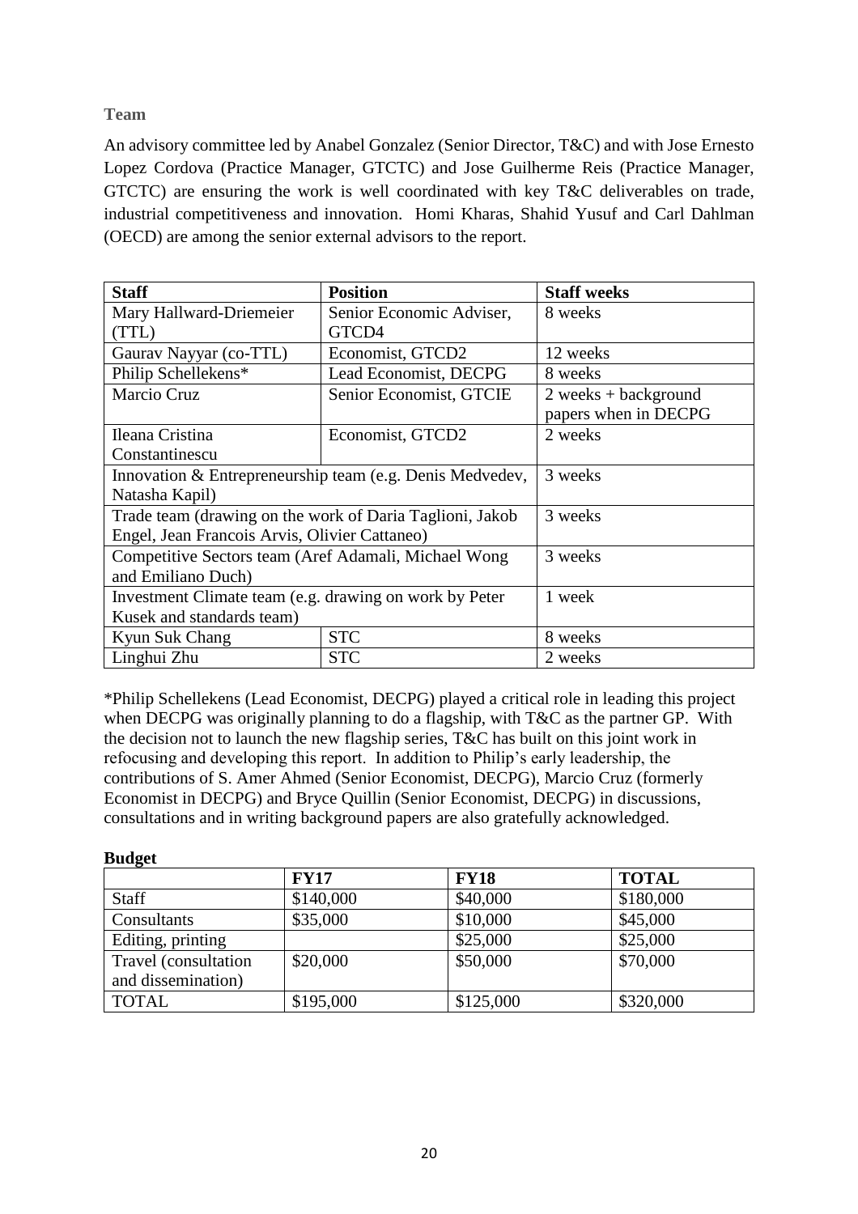### Team

An advisory committee led by Anabel Gonzalez (Senior Director, T&C) and with Jose Ernesto Lopez Cordova (Practice Manager, GTCTC) and Jose Guilherme Reis (Practice Manager, GTCTC) are ensuring the work is well coordinated with key T&C deliverables on trade, industrial competitiveness and innovation. Homi Kharas, Shahid Yusuf and Carl Dahlman (OECD) are among the senior external advisors to the report.

| Staff | Position | Staff weeks |
|---|---|---|
| Mary Hallward-Driemeier (TTL) | Senior Economic Adviser, GTCD4 | 8 weeks |
| Gaurav Nayyar (co-TTL) | Economist, GTCD2 | 12 weeks |
| Philip Schellekens* | Lead Economist, DECPG | 8 weeks |
| Marcio Cruz | Senior Economist, GTCIE | 2 weeks + background papers when in DECPG |
| Ileana Cristina Constantinescu | Economist, GTCD2 | 2 weeks |
| Innovation & Entrepreneurship team (e.g. Denis Medvedev, Natasha Kapil) | | 3 weeks |
| Trade team (drawing on the work of Daria Taglioni, Jakob Engel, Jean Francois Arvis, Olivier Cattaneo) | | 3 weeks |
| Competitive Sectors team (Aref Adamali, Michael Wong and Emiliano Duch) | | 3 weeks |
| Investment Climate team (e.g. drawing on work by Peter Kusek and standards team) | | 1 week |
| Kyun Suk Chang | STC | 8 weeks |
| Linghui Zhu | STC | 2 weeks |

*Philip Schellekens (Lead Economist, DECPG) played a critical role in leading this project when DECPG was originally planning to do a flagship, with T&C as the partner GP. With the decision not to launch the new flagship series, T&C has built on this joint work in refocusing and developing this report. In addition to Philip's early leadership, the contributions of S. Amer Ahmed (Senior Economist, DECPG), Marcio Cruz (formerly Economist in DECPG) and Bryce Quillin (Senior Economist, DECPG) in discussions, consultations and in writing background papers are also gratefully acknowledged.

**Budget**

| | FY17 | FY18 | TOTAL |
|---|---|---|---|
| Staff | \$140,000 | \$40,000 | \$180,000 |
| Consultants | \$35,000 | \$10,000 | \$45,000 |
| Editing, printing | | \$25,000 | \$25,000 |
| Travel (consultation and dissemination) | \$20,000 | \$50,000 | \$70,000 |
| TOTAL | \$195,000 | \$125,000 | \$320,000 |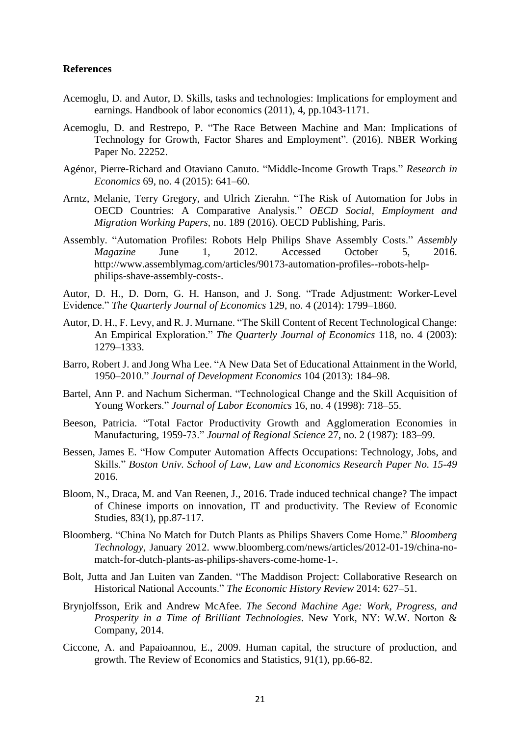**References**

Acemoglu, D. and Autor, D. Skills, tasks and technologies: Implications for employment and earnings. Handbook of labor economics (2011), 4, pp.1043-1171.

Acemoglu, D. and Restrepo, P. "The Race Between Machine and Man: Implications of Technology for Growth, Factor Shares and Employment". (2016). NBER Working Paper No. 22252.

Agénor, Pierre-Richard and Otaviano Canuto. "Middle-Income Growth Traps." *Research in Economics* 69, no. 4 (2015): 641–60.

Arntz, Melanie, Terry Gregory, and Ulrich Zierahn. "The Risk of Automation for Jobs in OECD Countries: A Comparative Analysis." *OECD Social, Employment and Migration Working Papers*, no. 189 (2016). OECD Publishing, Paris.

Assembly. "Automation Profiles: Robots Help Philips Shave Assembly Costs." *Assembly Magazine* June 1, 2012. Accessed October 5, 2016. http://www.assemblymag.com/articles/90173-automation-profiles--robots-help-philips-shave-assembly-costs-.

Autor, D. H., D. Dorn, G. H. Hanson, and J. Song. "Trade Adjustment: Worker-Level Evidence." *The Quarterly Journal of Economics* 129, no. 4 (2014): 1799–1860.

Autor, D. H., F. Levy, and R. J. Murnane. "The Skill Content of Recent Technological Change: An Empirical Exploration." *The Quarterly Journal of Economics* 118, no. 4 (2003): 1279–1333.

Barro, Robert J. and Jong Wha Lee. "A New Data Set of Educational Attainment in the World, 1950–2010." *Journal of Development Economics* 104 (2013): 184–98.

Bartel, Ann P. and Nachum Sicherman. "Technological Change and the Skill Acquisition of Young Workers." *Journal of Labor Economics* 16, no. 4 (1998): 718–55.

Beeson, Patricia. "Total Factor Productivity Growth and Agglomeration Economies in Manufacturing, 1959-73." *Journal of Regional Science* 27, no. 2 (1987): 183–99.

Bessen, James E. "How Computer Automation Affects Occupations: Technology, Jobs, and Skills." *Boston Univ. School of Law, Law and Economics Research Paper No. 15-49* 2016.

Bloom, N., Draca, M. and Van Reenen, J., 2016. Trade induced technical change? The impact of Chinese imports on innovation, IT and productivity. The Review of Economic Studies, 83(1), pp.87-117.

Bloomberg. "China No Match for Dutch Plants as Philips Shavers Come Home." *Bloomberg Technology*, January 2012. www.bloomberg.com/news/articles/2012-01-19/china-no-match-for-dutch-plants-as-philips-shavers-come-home-1-.

Bolt, Jutta and Jan Luiten van Zanden. "The Maddison Project: Collaborative Research on Historical National Accounts." *The Economic History Review* 2014: 627–51.

Brynjolfsson, Erik and Andrew McAfee. *The Second Machine Age: Work, Progress, and Prosperity in a Time of Brilliant Technologies*. New York, NY: W.W. Norton & Company, 2014.

Ciccone, A. and Papaioannou, E., 2009. Human capital, the structure of production, and growth. The Review of Economics and Statistics, 91(1), pp.66-82.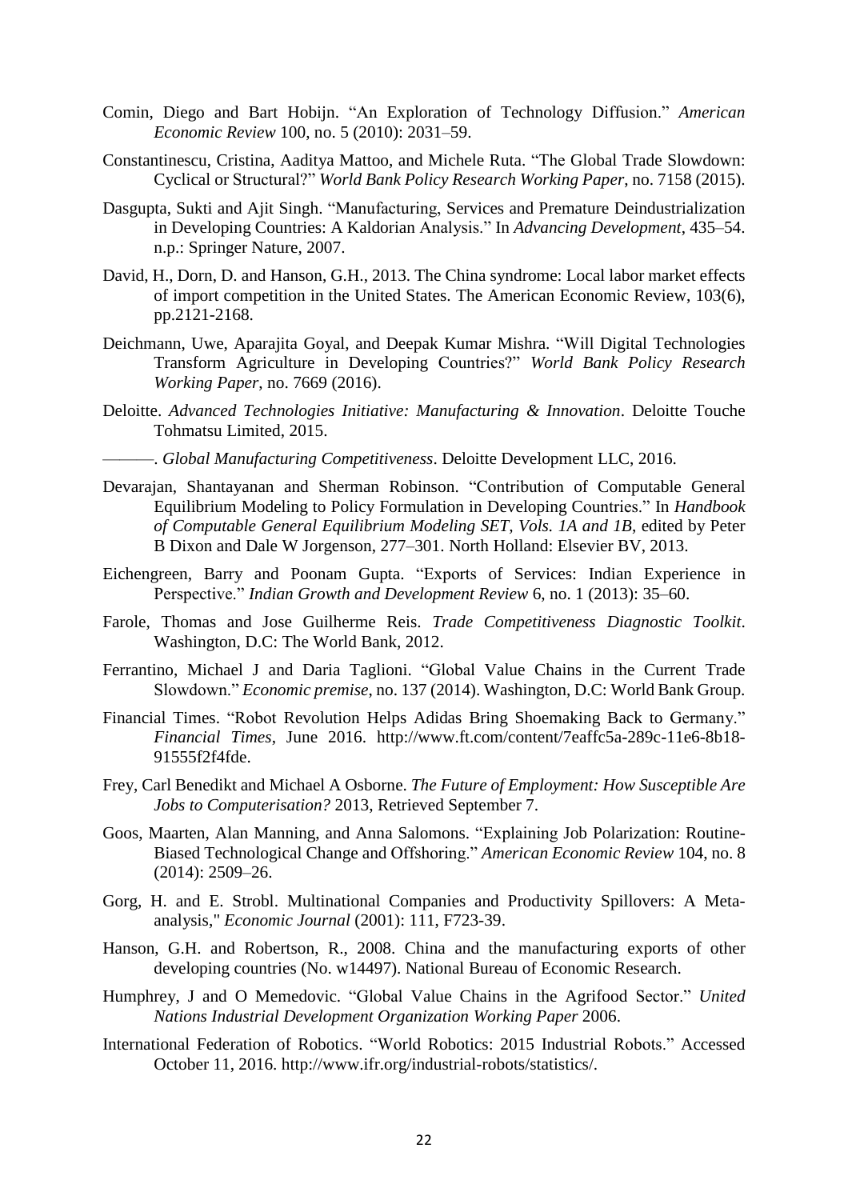Comin, Diego and Bart Hobijn. "An Exploration of Technology Diffusion." *American Economic Review* 100, no. 5 (2010): 2031–59.

Constantinescu, Cristina, Aaditya Mattoo, and Michele Ruta. "The Global Trade Slowdown: Cyclical or Structural?" *World Bank Policy Research Working Paper*, no. 7158 (2015).

Dasgupta, Sukti and Ajit Singh. "Manufacturing, Services and Premature Deindustrialization in Developing Countries: A Kaldorian Analysis." In *Advancing Development*, 435–54. n.p.: Springer Nature, 2007.

David, H., Dorn, D. and Hanson, G.H., 2013. The China syndrome: Local labor market effects of import competition in the United States. The American Economic Review, 103(6), pp.2121-2168.

Deichmann, Uwe, Aparajita Goyal, and Deepak Kumar Mishra. "Will Digital Technologies Transform Agriculture in Developing Countries?" *World Bank Policy Research Working Paper*, no. 7669 (2016).

Deloitte. *Advanced Technologies Initiative: Manufacturing & Innovation*. Deloitte Touche Tohmatsu Limited, 2015.

———. *Global Manufacturing Competitiveness*. Deloitte Development LLC, 2016.

Devarajan, Shantayanan and Sherman Robinson. "Contribution of Computable General Equilibrium Modeling to Policy Formulation in Developing Countries." In *Handbook of Computable General Equilibrium Modeling SET, Vols. 1A and 1B*, edited by Peter B Dixon and Dale W Jorgenson, 277–301. North Holland: Elsevier BV, 2013.

Eichengreen, Barry and Poonam Gupta. "Exports of Services: Indian Experience in Perspective." *Indian Growth and Development Review* 6, no. 1 (2013): 35–60.

Farole, Thomas and Jose Guilherme Reis. *Trade Competitiveness Diagnostic Toolkit*. Washington, D.C: The World Bank, 2012.

Ferrantino, Michael J and Daria Taglioni. "Global Value Chains in the Current Trade Slowdown." *Economic premise*, no. 137 (2014). Washington, D.C: World Bank Group.

Financial Times. "Robot Revolution Helps Adidas Bring Shoemaking Back to Germany." *Financial Times*, June 2016. http://www.ft.com/content/7eaffc5a-289c-11e6-8b18-91555f2f4fde.

Frey, Carl Benedikt and Michael A Osborne. *The Future of Employment: How Susceptible Are Jobs to Computerisation?* 2013, Retrieved September 7.

Goos, Maarten, Alan Manning, and Anna Salomons. "Explaining Job Polarization: Routine-Biased Technological Change and Offshoring." *American Economic Review* 104, no. 8 (2014): 2509–26.

Gorg, H. and E. Strobl. Multinational Companies and Productivity Spillovers: A Meta-analysis," *Economic Journal* (2001): 111, F723-39.

Hanson, G.H. and Robertson, R., 2008. China and the manufacturing exports of other developing countries (No. w14497). National Bureau of Economic Research.

Humphrey, J and O Memedovic. "Global Value Chains in the Agrifood Sector." *United Nations Industrial Development Organization Working Paper* 2006.

International Federation of Robotics. "World Robotics: 2015 Industrial Robots." Accessed October 11, 2016. http://www.ifr.org/industrial-robots/statistics/.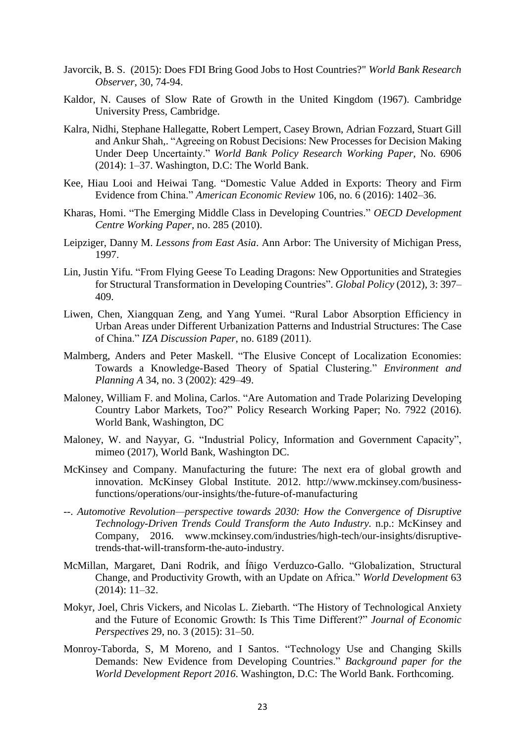Javorcik, B. S. (2015): Does FDI Bring Good Jobs to Host Countries?" *World Bank Research Observer*, 30, 74-94.

Kaldor, N. Causes of Slow Rate of Growth in the United Kingdom (1967). Cambridge University Press, Cambridge.

Kalra, Nidhi, Stephane Hallegatte, Robert Lempert, Casey Brown, Adrian Fozzard, Stuart Gill and Ankur Shah,. "Agreeing on Robust Decisions: New Processes for Decision Making Under Deep Uncertainty." *World Bank Policy Research Working Paper*, No. 6906 (2014): 1–37. Washington, D.C: The World Bank.

Kee, Hiau Looi and Heiwai Tang. "Domestic Value Added in Exports: Theory and Firm Evidence from China." *American Economic Review* 106, no. 6 (2016): 1402–36.

Kharas, Homi. "The Emerging Middle Class in Developing Countries." *OECD Development Centre Working Paper*, no. 285 (2010).

Leipziger, Danny M. *Lessons from East Asia*. Ann Arbor: The University of Michigan Press, 1997.

Lin, Justin Yifu. "From Flying Geese To Leading Dragons: New Opportunities and Strategies for Structural Transformation in Developing Countries". *Global Policy* (2012), 3: 397–409.

Liwen, Chen, Xiangquan Zeng, and Yang Yumei. "Rural Labor Absorption Efficiency in Urban Areas under Different Urbanization Patterns and Industrial Structures: The Case of China." *IZA Discussion Paper*, no. 6189 (2011).

Malmberg, Anders and Peter Maskell. "The Elusive Concept of Localization Economies: Towards a Knowledge-Based Theory of Spatial Clustering." *Environment and Planning A* 34, no. 3 (2002): 429–49.

Maloney, William F. and Molina, Carlos. "Are Automation and Trade Polarizing Developing Country Labor Markets, Too?" Policy Research Working Paper; No. 7922 (2016). World Bank, Washington, DC

Maloney, W. and Nayyar, G. "Industrial Policy, Information and Government Capacity", mimeo (2017), World Bank, Washington DC.

McKinsey and Company. Manufacturing the future: The next era of global growth and innovation. McKinsey Global Institute. 2012. http://www.mckinsey.com/business-functions/operations/our-insights/the-future-of-manufacturing

--. *Automotive Revolution—perspective towards 2030: How the Convergence of Disruptive Technology-Driven Trends Could Transform the Auto Industry*. n.p.: McKinsey and Company, 2016. www.mckinsey.com/industries/high-tech/our-insights/disruptive-trends-that-will-transform-the-auto-industry.

McMillan, Margaret, Dani Rodrik, and Íñigo Verduzco-Gallo. "Globalization, Structural Change, and Productivity Growth, with an Update on Africa." *World Development* 63 (2014): 11–32.

Mokyr, Joel, Chris Vickers, and Nicolas L. Ziebarth. "The History of Technological Anxiety and the Future of Economic Growth: Is This Time Different?" *Journal of Economic Perspectives* 29, no. 3 (2015): 31–50.

Monroy-Taborda, S, M Moreno, and I Santos. "Technology Use and Changing Skills Demands: New Evidence from Developing Countries." *Background paper for the World Development Report 2016*. Washington, D.C: The World Bank. Forthcoming.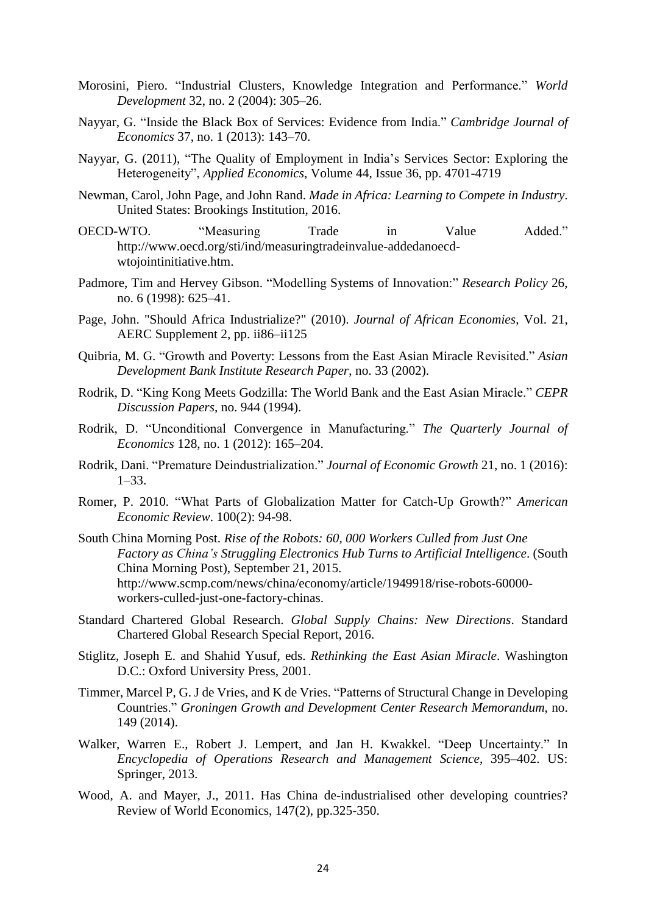Morosini, Piero. "Industrial Clusters, Knowledge Integration and Performance." *World Development* 32, no. 2 (2004): 305–26.

Nayyar, G. "Inside the Black Box of Services: Evidence from India." *Cambridge Journal of Economics* 37, no. 1 (2013): 143–70.

Nayyar, G. (2011), "The Quality of Employment in India's Services Sector: Exploring the Heterogeneity", *Applied Economics*, Volume 44, Issue 36, pp. 4701-4719

Newman, Carol, John Page, and John Rand. *Made in Africa: Learning to Compete in Industry*. United States: Brookings Institution, 2016.

OECD-WTO. "Measuring Trade in Value Added." http://www.oecd.org/sti/ind/measuringtradeinvalue-addedanoecd-wtojointinitiative.htm.

Padmore, Tim and Hervey Gibson. "Modelling Systems of Innovation:" *Research Policy* 26, no. 6 (1998): 625–41.

Page, John. "Should Africa Industrialize?" (2010). *Journal of African Economies*, Vol. 21, AERC Supplement 2, pp. ii86–ii125

Quibria, M. G. "Growth and Poverty: Lessons from the East Asian Miracle Revisited." *Asian Development Bank Institute Research Paper*, no. 33 (2002).

Rodrik, D. "King Kong Meets Godzilla: The World Bank and the East Asian Miracle." *CEPR Discussion Papers*, no. 944 (1994).

Rodrik, D. "Unconditional Convergence in Manufacturing." *The Quarterly Journal of Economics* 128, no. 1 (2012): 165–204.

Rodrik, Dani. "Premature Deindustrialization." *Journal of Economic Growth* 21, no. 1 (2016): 1–33.

Romer, P. 2010. "What Parts of Globalization Matter for Catch-Up Growth?" *American Economic Review*. 100(2): 94-98.

South China Morning Post. *Rise of the Robots: 60, 000 Workers Culled from Just One Factory as China's Struggling Electronics Hub Turns to Artificial Intelligence*. (South China Morning Post), September 21, 2015. http://www.scmp.com/news/china/economy/article/1949918/rise-robots-60000-workers-culled-just-one-factory-chinas.

Standard Chartered Global Research. *Global Supply Chains: New Directions*. Standard Chartered Global Research Special Report, 2016.

Stiglitz, Joseph E. and Shahid Yusuf, eds. *Rethinking the East Asian Miracle*. Washington D.C.: Oxford University Press, 2001.

Timmer, Marcel P, G. J de Vries, and K de Vries. "Patterns of Structural Change in Developing Countries." *Groningen Growth and Development Center Research Memorandum*, no. 149 (2014).

Walker, Warren E., Robert J. Lempert, and Jan H. Kwakkel. "Deep Uncertainty." In *Encyclopedia of Operations Research and Management Science*, 395–402. US: Springer, 2013.

Wood, A. and Mayer, J., 2011. Has China de-industrialised other developing countries? Review of World Economics, 147(2), pp.325-350.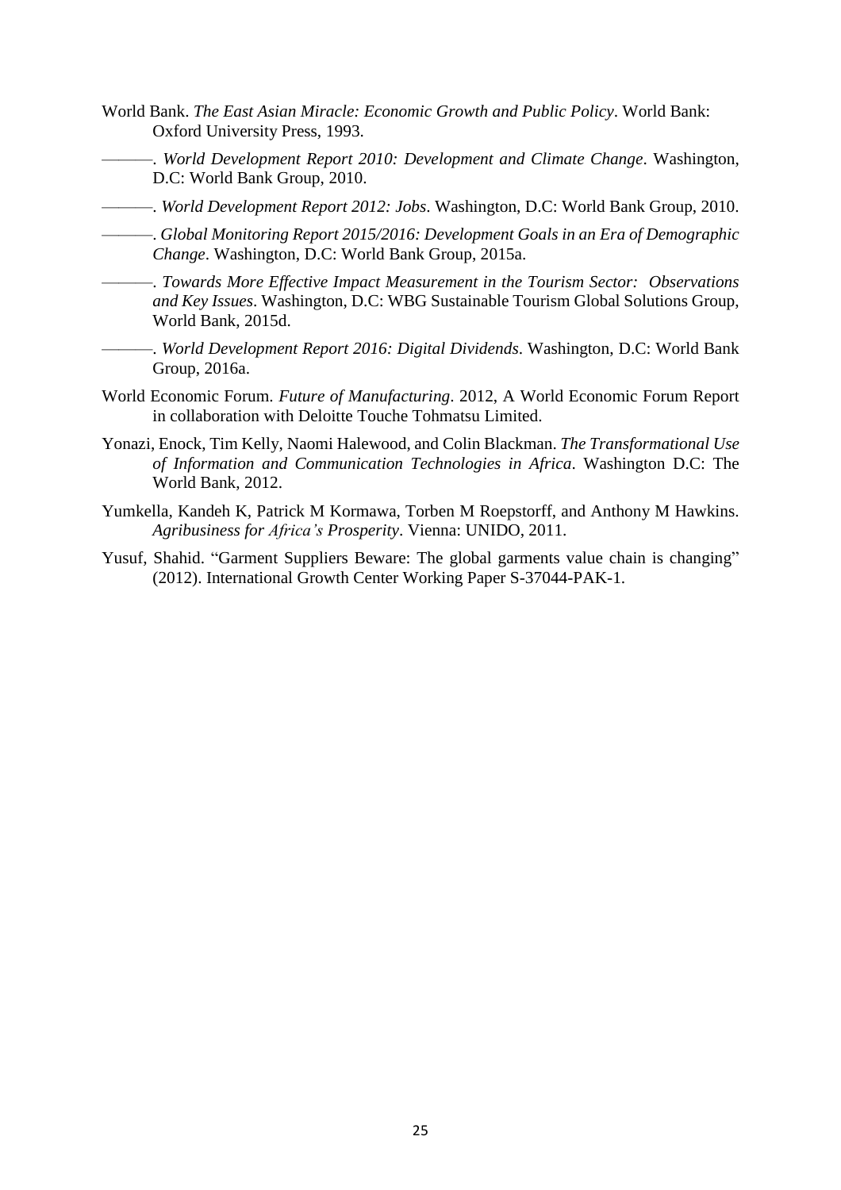World Bank. *The East Asian Miracle: Economic Growth and Public Policy*. World Bank: Oxford University Press, 1993.

———. *World Development Report 2010: Development and Climate Change*. Washington, D.C: World Bank Group, 2010.

———. *World Development Report 2012: Jobs*. Washington, D.C: World Bank Group, 2010.

———. *Global Monitoring Report 2015/2016: Development Goals in an Era of Demographic Change*. Washington, D.C: World Bank Group, 2015a.

———. *Towards More Effective Impact Measurement in the Tourism Sector: Observations and Key Issues*. Washington, D.C: WBG Sustainable Tourism Global Solutions Group, World Bank, 2015d.

———. *World Development Report 2016: Digital Dividends*. Washington, D.C: World Bank Group, 2016a.

World Economic Forum. *Future of Manufacturing*. 2012, A World Economic Forum Report in collaboration with Deloitte Touche Tohmatsu Limited.

Yonazi, Enock, Tim Kelly, Naomi Halewood, and Colin Blackman. *The Transformational Use of Information and Communication Technologies in Africa*. Washington D.C: The World Bank, 2012.

Yumkella, Kandeh K, Patrick M Kormawa, Torben M Roepstorff, and Anthony M Hawkins. *Agribusiness for Africa's Prosperity*. Vienna: UNIDO, 2011.

Yusuf, Shahid. "Garment Suppliers Beware: The global garments value chain is changing" (2012). International Growth Center Working Paper S-37044-PAK-1.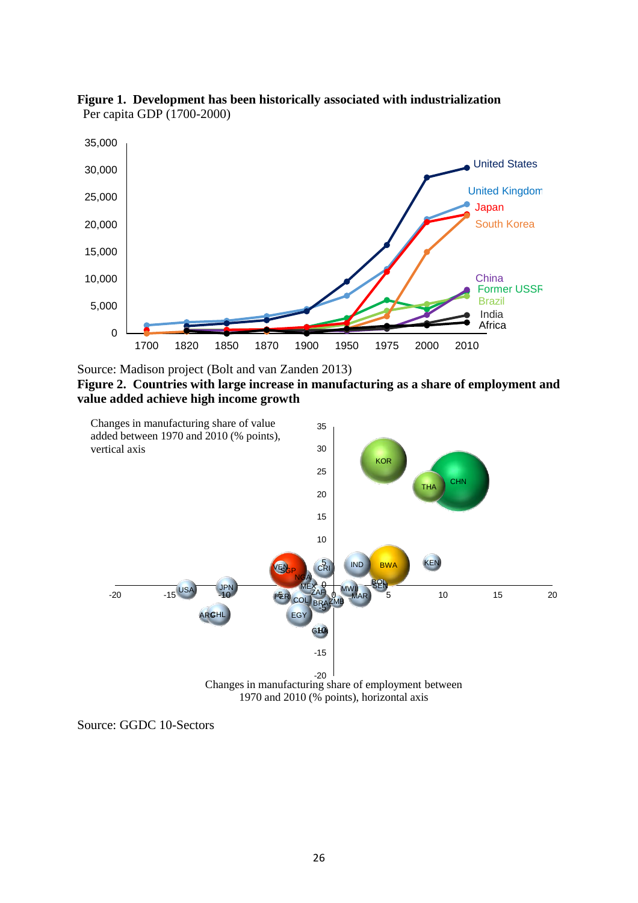**Figure 1. Development has been historically associated with industrialization**
Per capita GDP (1700-2000)

Source: Madison project (Bolt and van Zanden 2013)

**Figure 2. Countries with large increase in manufacturing as a share of employment and value added achieve high income growth**

Changes in manufacturing share of value added between 1970 and 2010 (% points), vertical axis

Changes in manufacturing share of employment between 1970 and 2010 (% points), horizontal axis

Source: GGDC 10-Sectors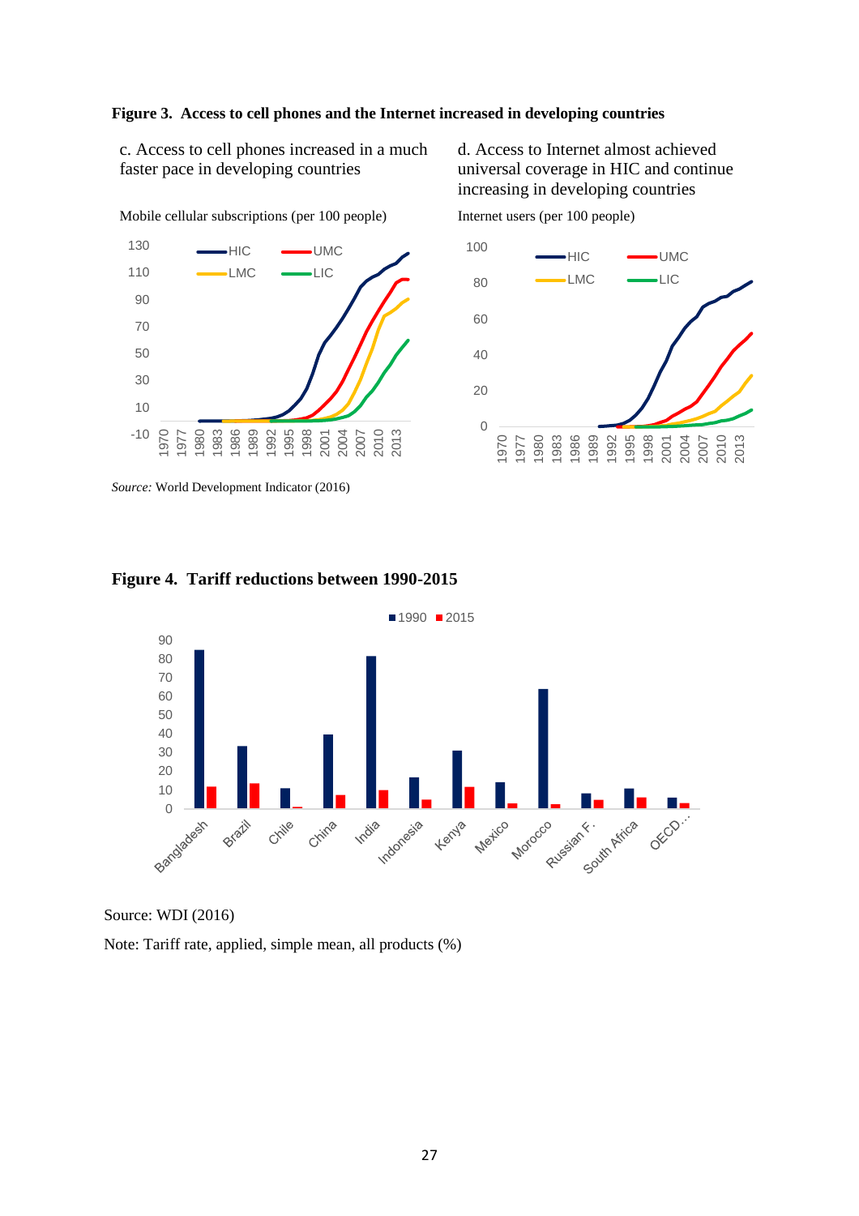**Figure 3. Access to cell phones and the Internet increased in developing countries**

c. Access to cell phones increased in a much faster pace in developing countries

Mobile cellular subscriptions (per 100 people)

d. Access to Internet almost achieved universal coverage in HIC and continue increasing in developing countries

Internet users (per 100 people)

*Source:* World Development Indicator (2016)

**Figure 4. Tariff reductions between 1990-2015**

Source: WDI (2016)

Note: Tariff rate, applied, simple mean, all products (%)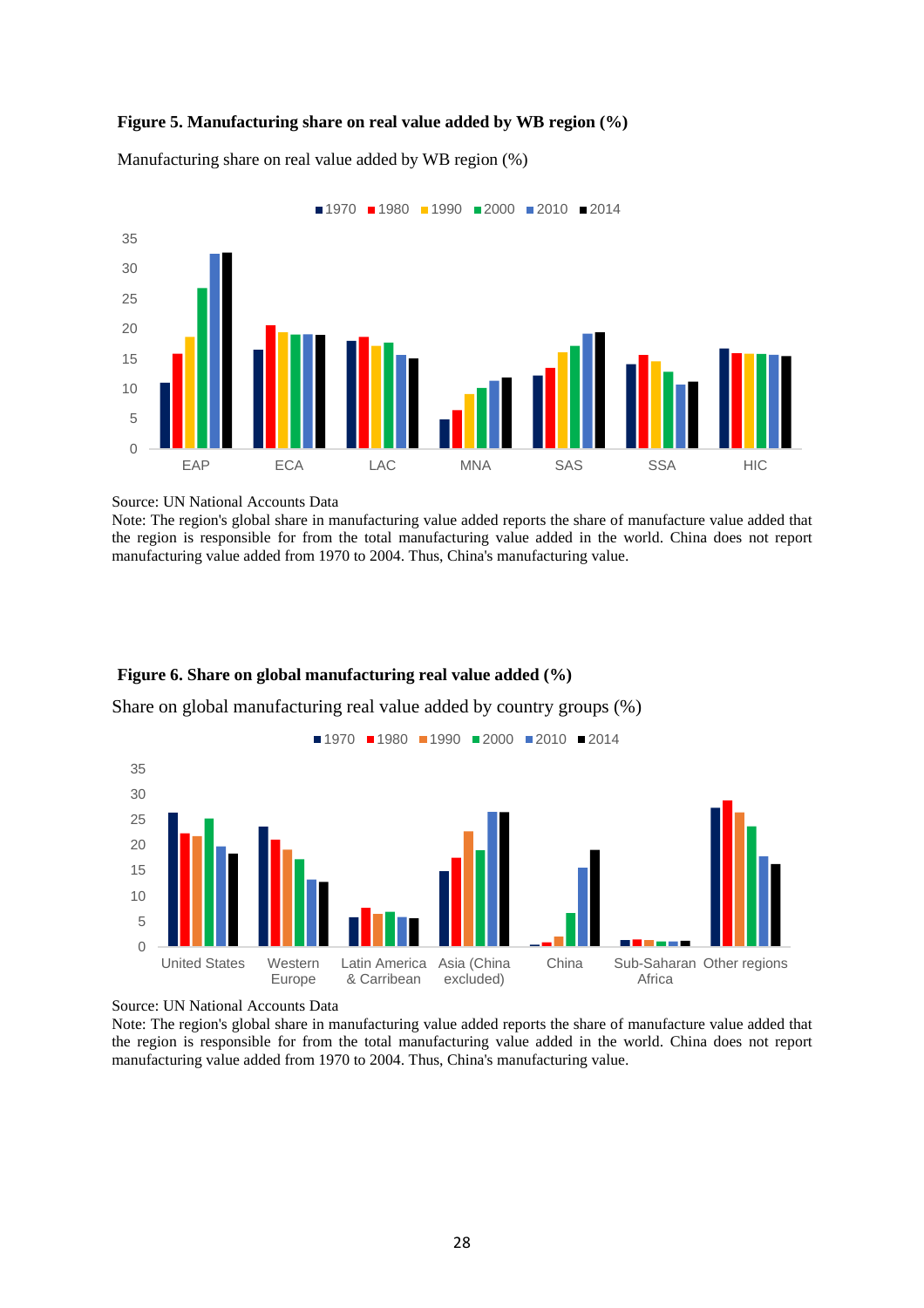**Figure 5. Manufacturing share on real value added by WB region (%)**

Manufacturing share on real value added by WB region (%)

Source: UN National Accounts Data

Note: The region's global share in manufacturing value added reports the share of manufacture value added that the region is responsible for from the total manufacturing value added in the world. China does not report manufacturing value added from 1970 to 2004. Thus, China's manufacturing value.

**Figure 6. Share on global manufacturing real value added (%)**

Share on global manufacturing real value added by country groups (%)

Source: UN National Accounts Data

Note: The region's global share in manufacturing value added reports the share of manufacture value added that the region is responsible for from the total manufacturing value added in the world. China does not report manufacturing value added from 1970 to 2004. Thus, China's manufacturing value.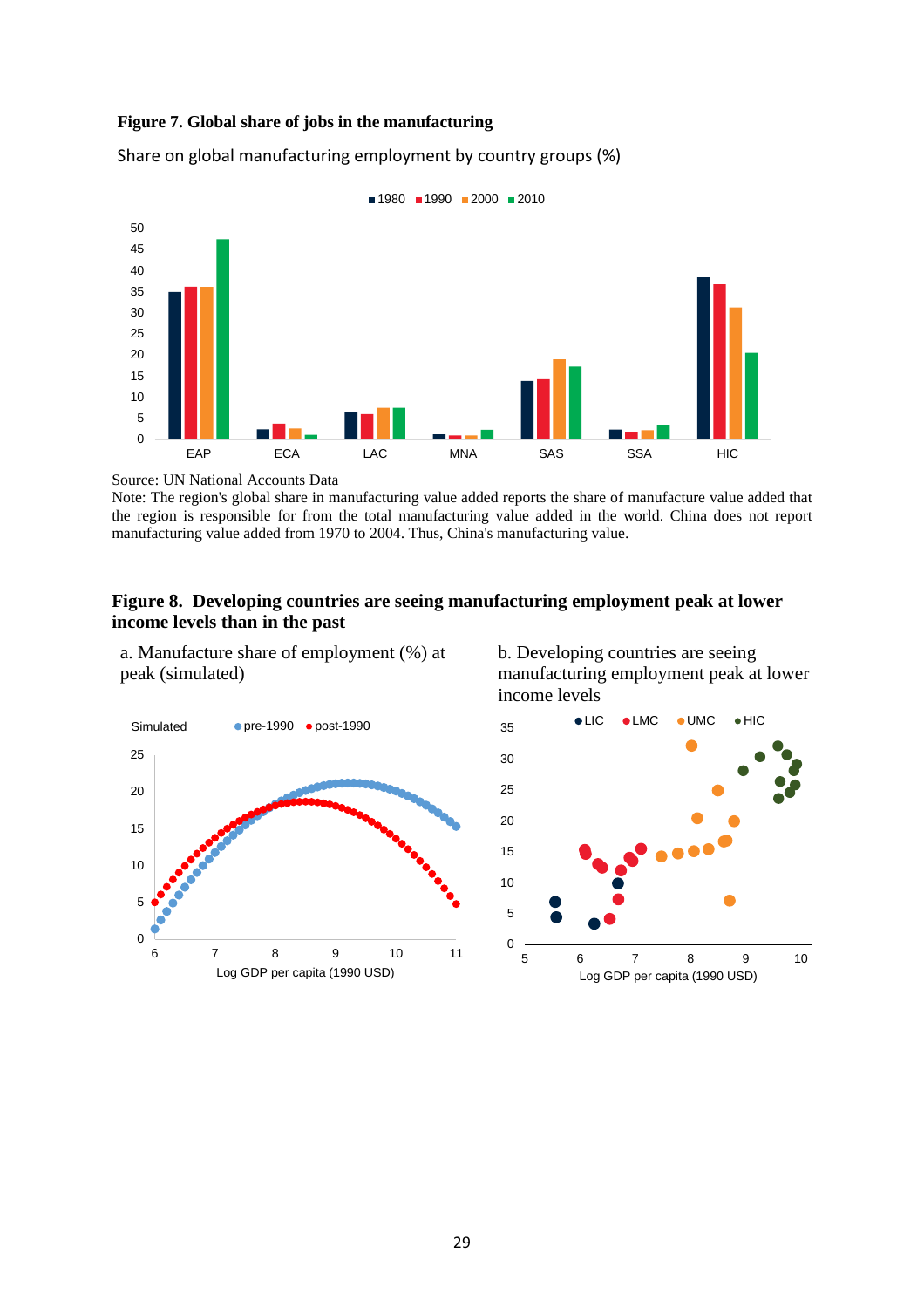**Figure 7. Global share of jobs in the manufacturing**

Share on global manufacturing employment by country groups (%)

1980 1990 2000 2010

50
45
40
35
30
25
20
15
10
5
0

EAP ECA LAC MNA SAS SSA HIC

Source: UN National Accounts Data

Note: The region's global share in manufacturing value added reports the share of manufacture value added that the region is responsible for from the total manufacturing value added in the world. China does not report manufacturing value added from 1970 to 2004. Thus, China's manufacturing value.

**Figure 8. Developing countries are seeing manufacturing employment peak at lower income levels than in the past**

a. Manufacture share of employment (%) at peak (simulated)

Simulated pre-1990 post-1990

25
20
15
10
5
0

6 7 8 9 10 11

Log GDP per capita (1990 USD)

b. Developing countries are seeing manufacturing employment peak at lower income levels

LIC LMC UMC HIC

35
30
25
20
15
10
5
0

5 6 7 8 9 10

Log GDP per capita (1990 USD)